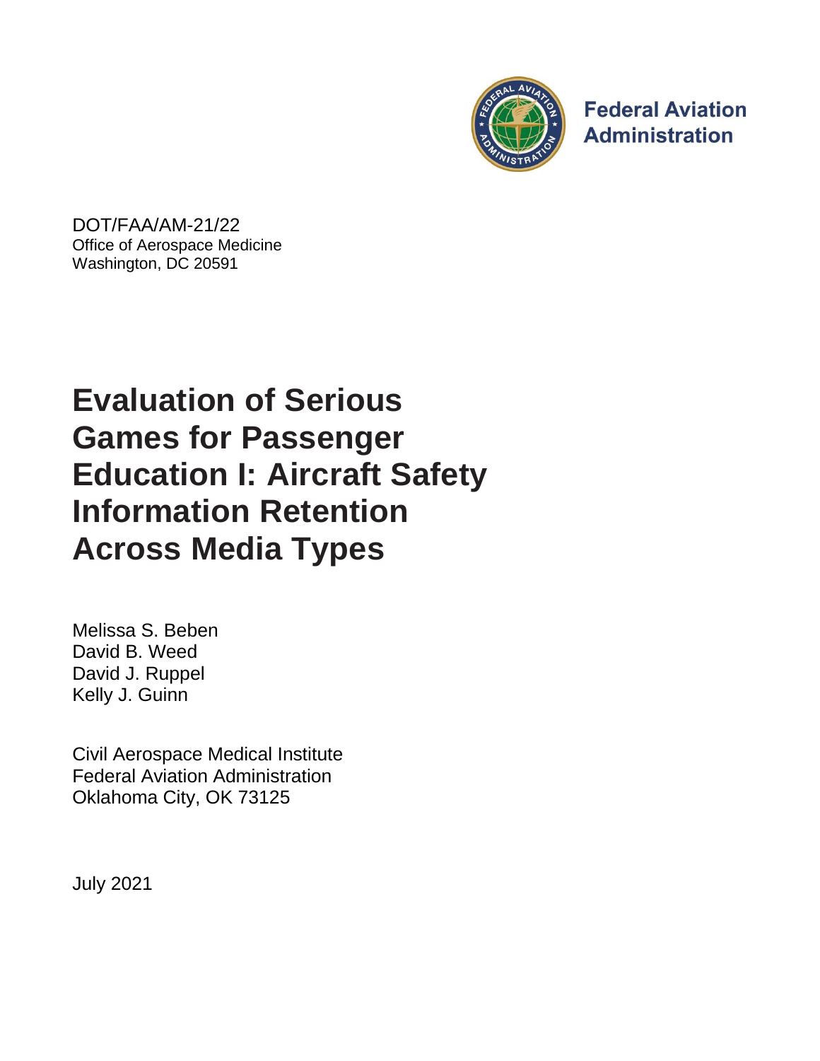Federal Aviation Administration

DOT/FAA/AM-21/22
Office of Aerospace Medicine
Washington, DC 20591

# Evaluation of Serious Games for Passenger Education I: Aircraft Safety Information Retention Across Media Types

Melissa S. Beben
David B. Weed
David J. Ruppel
Kelly J. Guinn

Civil Aerospace Medical Institute
Federal Aviation Administration
Oklahoma City, OK 73125

July 2021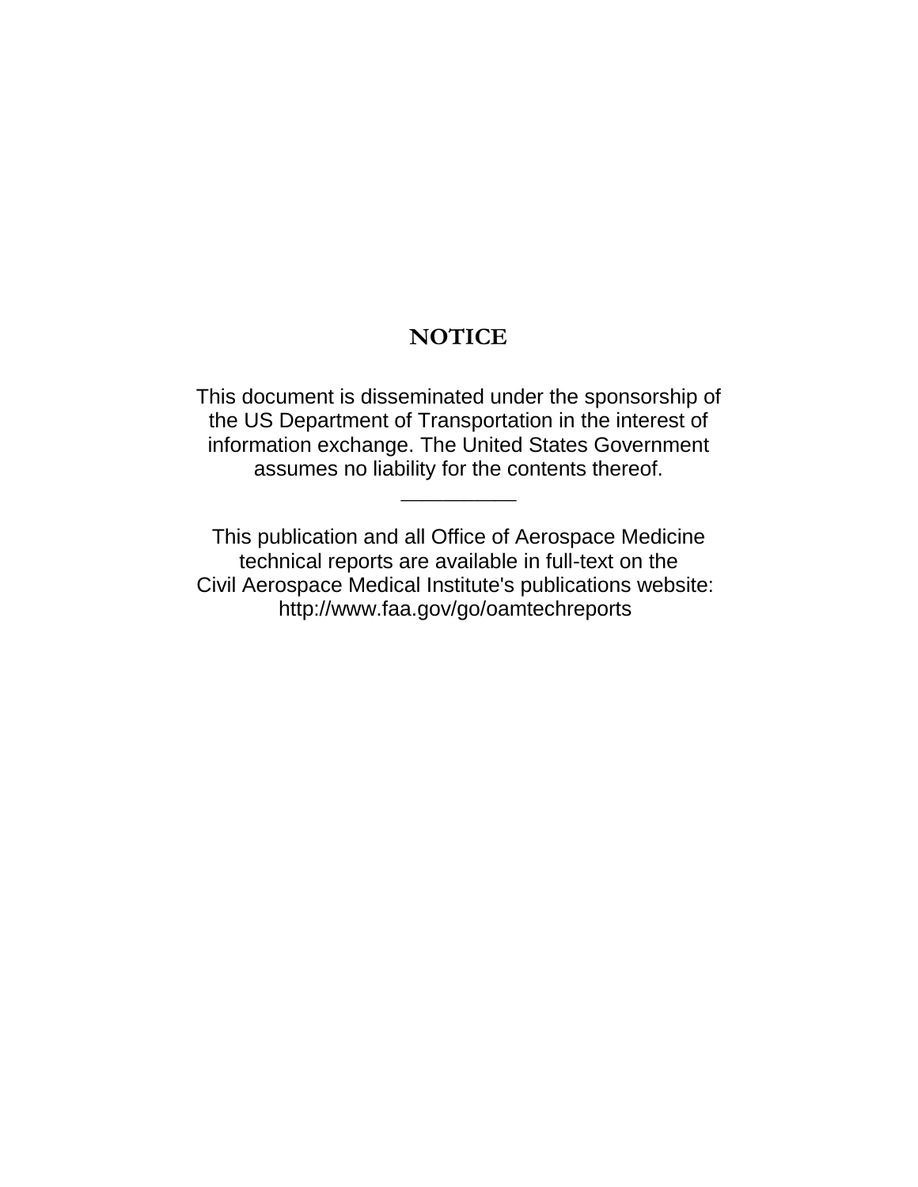# NOTICE

This document is disseminated under the sponsorship of the US Department of Transportation in the interest of information exchange. The United States Government assumes no liability for the contents thereof.

---

This publication and all Office of Aerospace Medicine technical reports are available in full-text on the Civil Aerospace Medical Institute's publications website: http://www.faa.gov/go/oamtechreports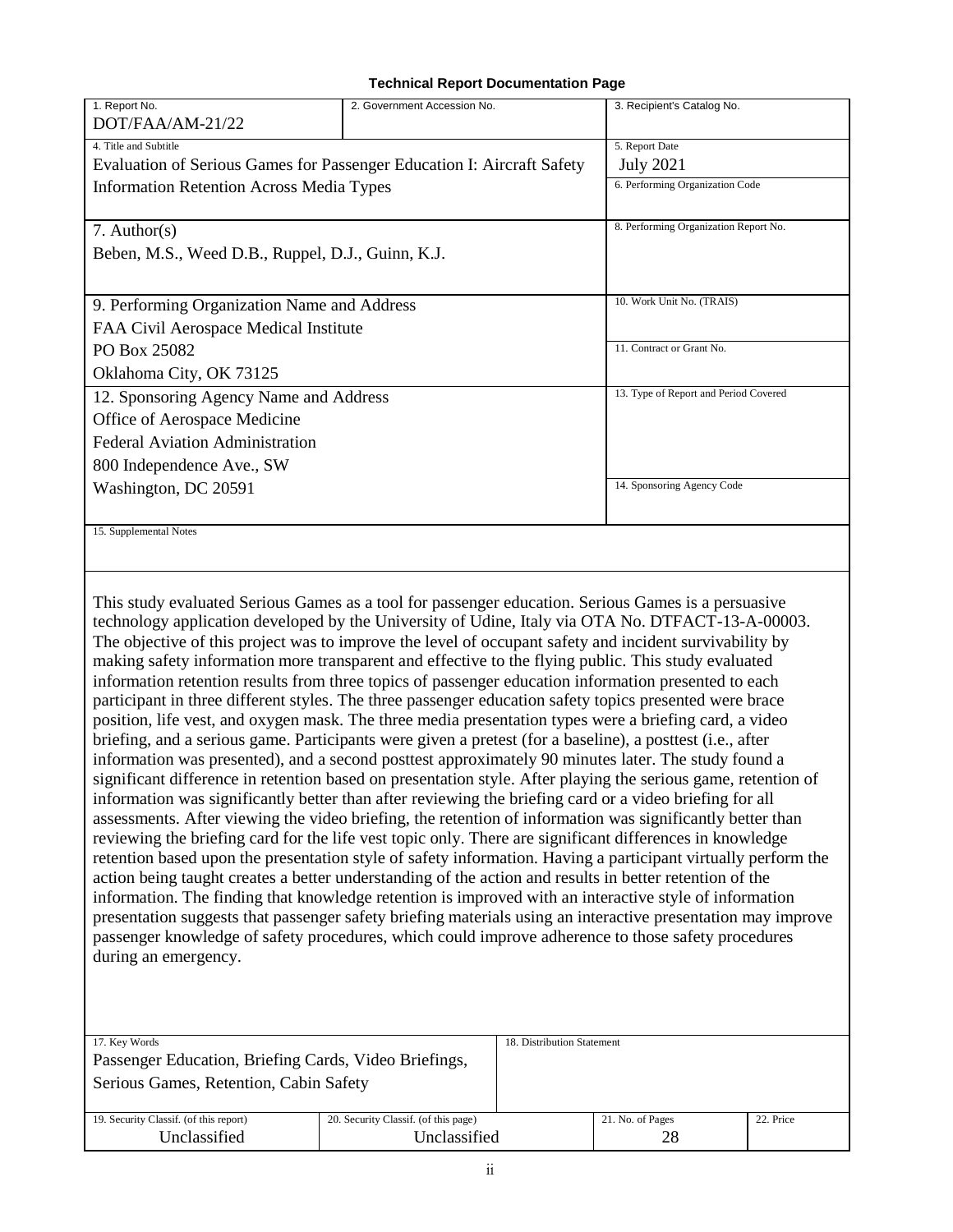**Technical Report Documentation Page**

| 1. Report No. | 2. Government Accession No. | 3. Recipient's Catalog No. |
|---|---|---|
| DOT/FAA/AM-21/22 | | |
| 4. Title and Subtitle<br>Evaluation of Serious Games for Passenger Education I: Aircraft Safety Information Retention Across Media Types | | 5. Report Date<br>July 2021<br>6. Performing Organization Code |
| 7. Author(s)<br>Beben, M.S., Weed D.B., Ruppel, D.J., Guinn, K.J. | | 8. Performing Organization Report No. |
| 9. Performing Organization Name and Address<br>FAA Civil Aerospace Medical Institute<br>PO Box 25082<br>Oklahoma City, OK 73125 | | 10. Work Unit No. (TRAIS)<br>11. Contract or Grant No. |
| 12. Sponsoring Agency Name and Address<br>Office of Aerospace Medicine<br>Federal Aviation Administration<br>800 Independence Ave., SW<br>Washington, DC 20591 | | 13. Type of Report and Period Covered<br>14. Sponsoring Agency Code |
| 15. Supplemental Notes | | |

This study evaluated Serious Games as a tool for passenger education. Serious Games is a persuasive technology application developed by the University of Udine, Italy via OTA No. DTFACT-13-A-00003. The objective of this project was to improve the level of occupant safety and incident survivability by making safety information more transparent and effective to the flying public. This study evaluated information retention results from three topics of passenger education information presented to each participant in three different styles. The three passenger education safety topics presented were brace position, life vest, and oxygen mask. The three media presentation types were a briefing card, a video briefing, and a serious game. Participants were given a pretest (for a baseline), a posttest (i.e., after information was presented), and a second posttest approximately 90 minutes later. The study found a significant difference in retention based on presentation style. After playing the serious game, retention of information was significantly better than after reviewing the briefing card or a video briefing for all assessments. After viewing the video briefing, the retention of information was significantly better than reviewing the briefing card for the life vest topic only. There are significant differences in knowledge retention based upon the presentation style of safety information. Having a participant virtually perform the action being taught creates a better understanding of the action and results in better retention of the information. The finding that knowledge retention is improved with an interactive style of information presentation suggests that passenger safety briefing materials using an interactive presentation may improve passenger knowledge of safety procedures, which could improve adherence to those safety procedures during an emergency.

| 17. Key Words | | 18. Distribution Statement | |
|---|---|---|---|
| Passenger Education, Briefing Cards, Video Briefings, Serious Games, Retention, Cabin Safety | | | |
| 19. Security Classif. (of this report) | 20. Security Classif. (of this page) | 21. No. of Pages | 22. Price |
| Unclassified | Unclassified | 28 | |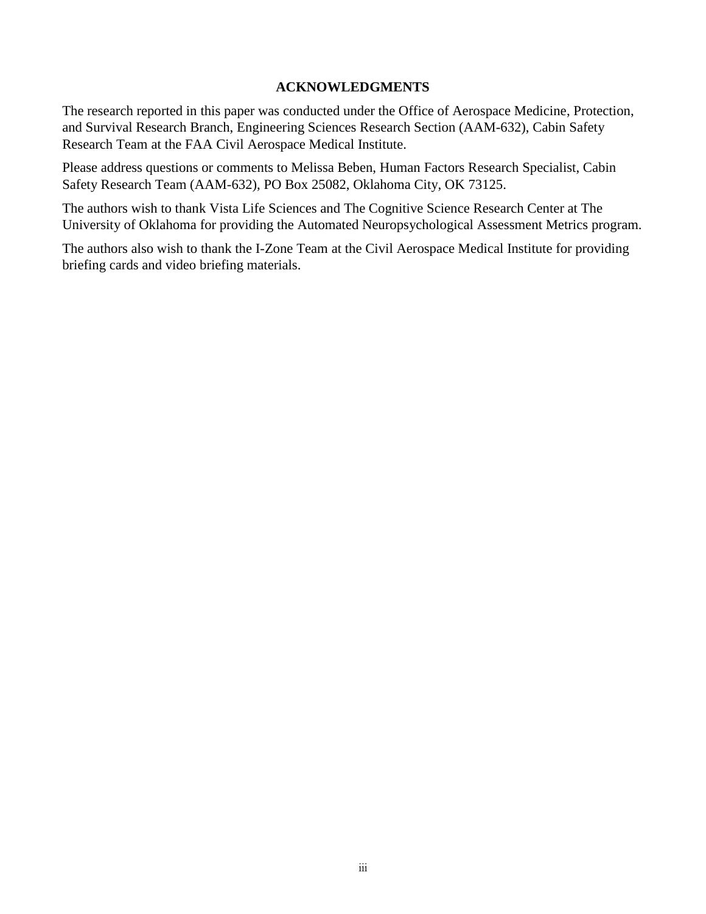## ACKNOWLEDGMENTS

The research reported in this paper was conducted under the Office of Aerospace Medicine, Protection, and Survival Research Branch, Engineering Sciences Research Section (AAM-632), Cabin Safety Research Team at the FAA Civil Aerospace Medical Institute.

Please address questions or comments to Melissa Beben, Human Factors Research Specialist, Cabin Safety Research Team (AAM-632), PO Box 25082, Oklahoma City, OK 73125.

The authors wish to thank Vista Life Sciences and The Cognitive Science Research Center at The University of Oklahoma for providing the Automated Neuropsychological Assessment Metrics program.

The authors also wish to thank the I-Zone Team at the Civil Aerospace Medical Institute for providing briefing cards and video briefing materials.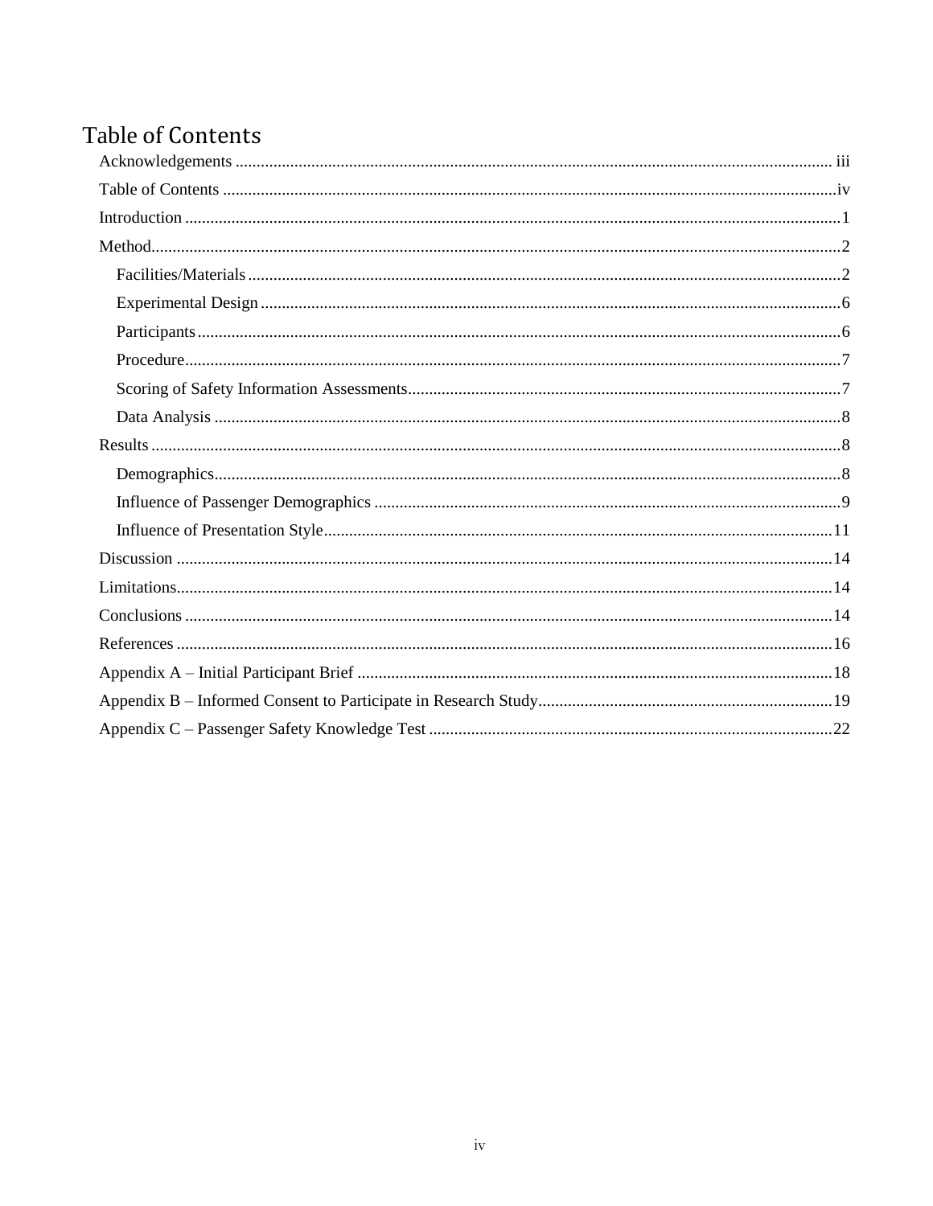# Table of Contents

Acknowledgements ........................................................................................................ iii

Table of Contents ........................................................................................................ iv

Introduction ........................................................................................................ 1

Method........................................................................................................ 2

- Facilities/Materials ........................................................................................................ 2
- Experimental Design ........................................................................................................ 6
- Participants ........................................................................................................ 6
- Procedure ........................................................................................................ 7
- Scoring of Safety Information Assessments ........................................................................................................ 7
- Data Analysis ........................................................................................................ 8

Results ........................................................................................................ 8

- Demographics ........................................................................................................ 8
- Influence of Passenger Demographics ........................................................................................................ 9
- Influence of Presentation Style ........................................................................................................ 11

Discussion ........................................................................................................ 14

Limitations ........................................................................................................ 14

Conclusions ........................................................................................................ 14

References ........................................................................................................ 16

Appendix A – Initial Participant Brief ........................................................................................................ 18

Appendix B – Informed Consent to Participate in Research Study ........................................................................................................ 19

Appendix C – Passenger Safety Knowledge Test ........................................................................................................ 22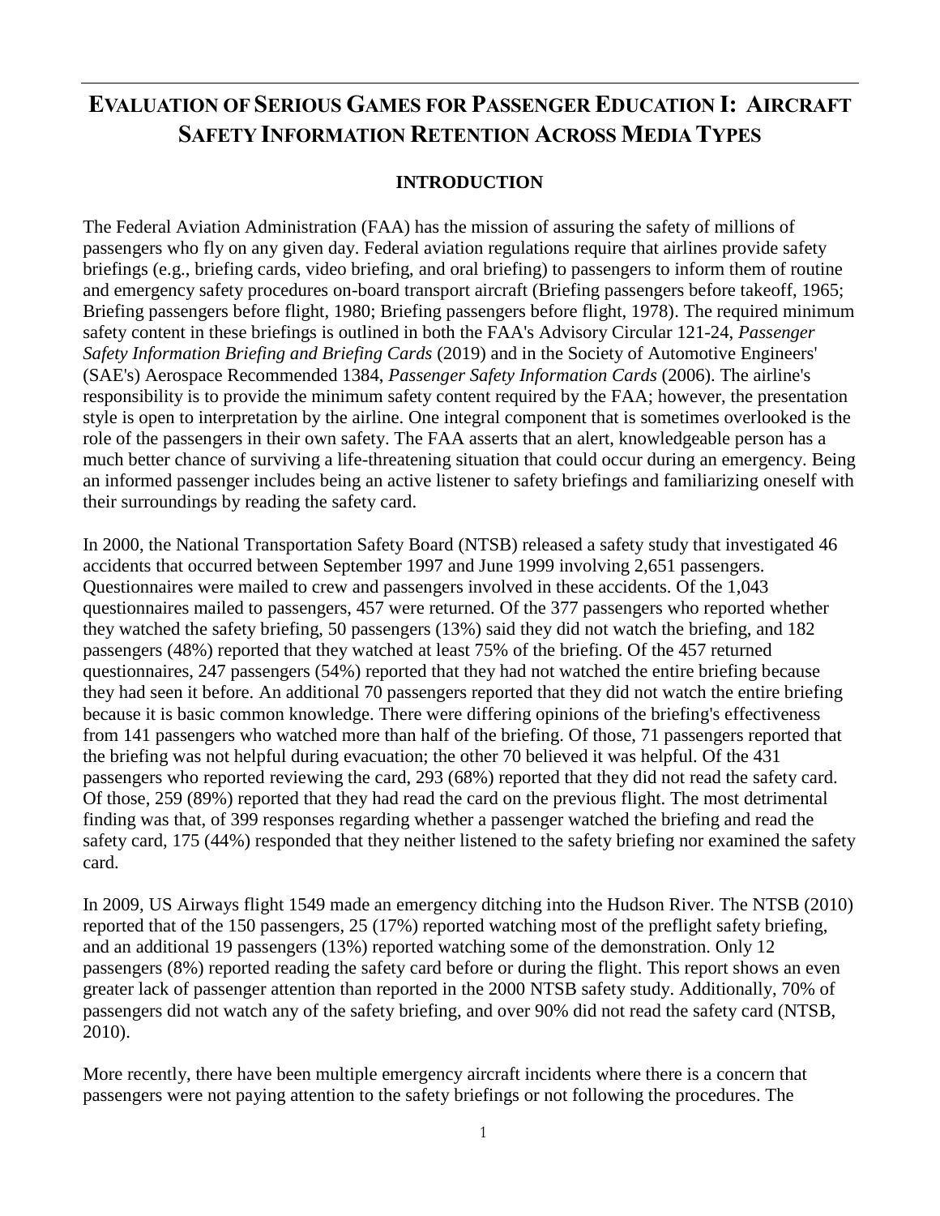# EVALUATION OF SERIOUS GAMES FOR PASSENGER EDUCATION I: AIRCRAFT SAFETY INFORMATION RETENTION ACROSS MEDIA TYPES

## INTRODUCTION

The Federal Aviation Administration (FAA) has the mission of assuring the safety of millions of passengers who fly on any given day. Federal aviation regulations require that airlines provide safety briefings (e.g., briefing cards, video briefing, and oral briefing) to passengers to inform them of routine and emergency safety procedures on-board transport aircraft (Briefing passengers before takeoff, 1965; Briefing passengers before flight, 1980; Briefing passengers before flight, 1978). The required minimum safety content in these briefings is outlined in both the FAA's Advisory Circular 121-24, *Passenger Safety Information Briefing and Briefing Cards* (2019) and in the Society of Automotive Engineers' (SAE's) Aerospace Recommended 1384, *Passenger Safety Information Cards* (2006). The airline's responsibility is to provide the minimum safety content required by the FAA; however, the presentation style is open to interpretation by the airline. One integral component that is sometimes overlooked is the role of the passengers in their own safety. The FAA asserts that an alert, knowledgeable person has a much better chance of surviving a life-threatening situation that could occur during an emergency. Being an informed passenger includes being an active listener to safety briefings and familiarizing oneself with their surroundings by reading the safety card.

In 2000, the National Transportation Safety Board (NTSB) released a safety study that investigated 46 accidents that occurred between September 1997 and June 1999 involving 2,651 passengers. Questionnaires were mailed to crew and passengers involved in these accidents. Of the 1,043 questionnaires mailed to passengers, 457 were returned. Of the 377 passengers who reported whether they watched the safety briefing, 50 passengers (13%) said they did not watch the briefing, and 182 passengers (48%) reported that they watched at least 75% of the briefing. Of the 457 returned questionnaires, 247 passengers (54%) reported that they had not watched the entire briefing because they had seen it before. An additional 70 passengers reported that they did not watch the entire briefing because it is basic common knowledge. There were differing opinions of the briefing's effectiveness from 141 passengers who watched more than half of the briefing. Of those, 71 passengers reported that the briefing was not helpful during evacuation; the other 70 believed it was helpful. Of the 431 passengers who reported reviewing the card, 293 (68%) reported that they did not read the safety card. Of those, 259 (89%) reported that they had read the card on the previous flight. The most detrimental finding was that, of 399 responses regarding whether a passenger watched the briefing and read the safety card, 175 (44%) responded that they neither listened to the safety briefing nor examined the safety card.

In 2009, US Airways flight 1549 made an emergency ditching into the Hudson River. The NTSB (2010) reported that of the 150 passengers, 25 (17%) reported watching most of the preflight safety briefing, and an additional 19 passengers (13%) reported watching some of the demonstration. Only 12 passengers (8%) reported reading the safety card before or during the flight. This report shows an even greater lack of passenger attention than reported in the 2000 NTSB safety study. Additionally, 70% of passengers did not watch any of the safety briefing, and over 90% did not read the safety card (NTSB, 2010).

More recently, there have been multiple emergency aircraft incidents where there is a concern that passengers were not paying attention to the safety briefings or not following the procedures. The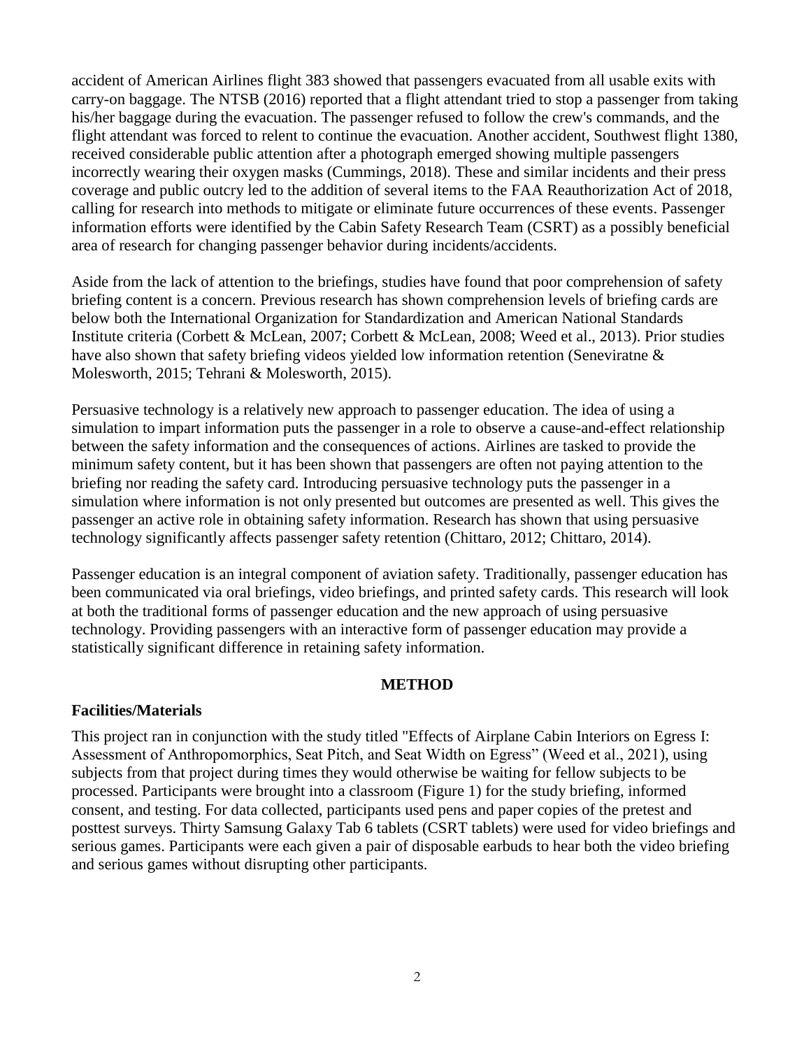accident of American Airlines flight 383 showed that passengers evacuated from all usable exits with carry-on baggage. The NTSB (2016) reported that a flight attendant tried to stop a passenger from taking his/her baggage during the evacuation. The passenger refused to follow the crew's commands, and the flight attendant was forced to relent to continue the evacuation. Another accident, Southwest flight 1380, received considerable public attention after a photograph emerged showing multiple passengers incorrectly wearing their oxygen masks (Cummings, 2018). These and similar incidents and their press coverage and public outcry led to the addition of several items to the FAA Reauthorization Act of 2018, calling for research into methods to mitigate or eliminate future occurrences of these events. Passenger information efforts were identified by the Cabin Safety Research Team (CSRT) as a possibly beneficial area of research for changing passenger behavior during incidents/accidents.

Aside from the lack of attention to the briefings, studies have found that poor comprehension of safety briefing content is a concern. Previous research has shown comprehension levels of briefing cards are below both the International Organization for Standardization and American National Standards Institute criteria (Corbett & McLean, 2007; Corbett & McLean, 2008; Weed et al., 2013). Prior studies have also shown that safety briefing videos yielded low information retention (Seneviratne & Molesworth, 2015; Tehrani & Molesworth, 2015).

Persuasive technology is a relatively new approach to passenger education. The idea of using a simulation to impart information puts the passenger in a role to observe a cause-and-effect relationship between the safety information and the consequences of actions. Airlines are tasked to provide the minimum safety content, but it has been shown that passengers are often not paying attention to the briefing nor reading the safety card. Introducing persuasive technology puts the passenger in a simulation where information is not only presented but outcomes are presented as well. This gives the passenger an active role in obtaining safety information. Research has shown that using persuasive technology significantly affects passenger safety retention (Chittaro, 2012; Chittaro, 2014).

Passenger education is an integral component of aviation safety. Traditionally, passenger education has been communicated via oral briefings, video briefings, and printed safety cards. This research will look at both the traditional forms of passenger education and the new approach of using persuasive technology. Providing passengers with an interactive form of passenger education may provide a statistically significant difference in retaining safety information.

## METHOD

### Facilities/Materials

This project ran in conjunction with the study titled "Effects of Airplane Cabin Interiors on Egress I: Assessment of Anthropomorphics, Seat Pitch, and Seat Width on Egress" (Weed et al., 2021), using subjects from that project during times they would otherwise be waiting for fellow subjects to be processed. Participants were brought into a classroom (Figure 1) for the study briefing, informed consent, and testing. For data collected, participants used pens and paper copies of the pretest and posttest surveys. Thirty Samsung Galaxy Tab 6 tablets (CSRT tablets) were used for video briefings and serious games. Participants were each given a pair of disposable earbuds to hear both the video briefing and serious games without disrupting other participants.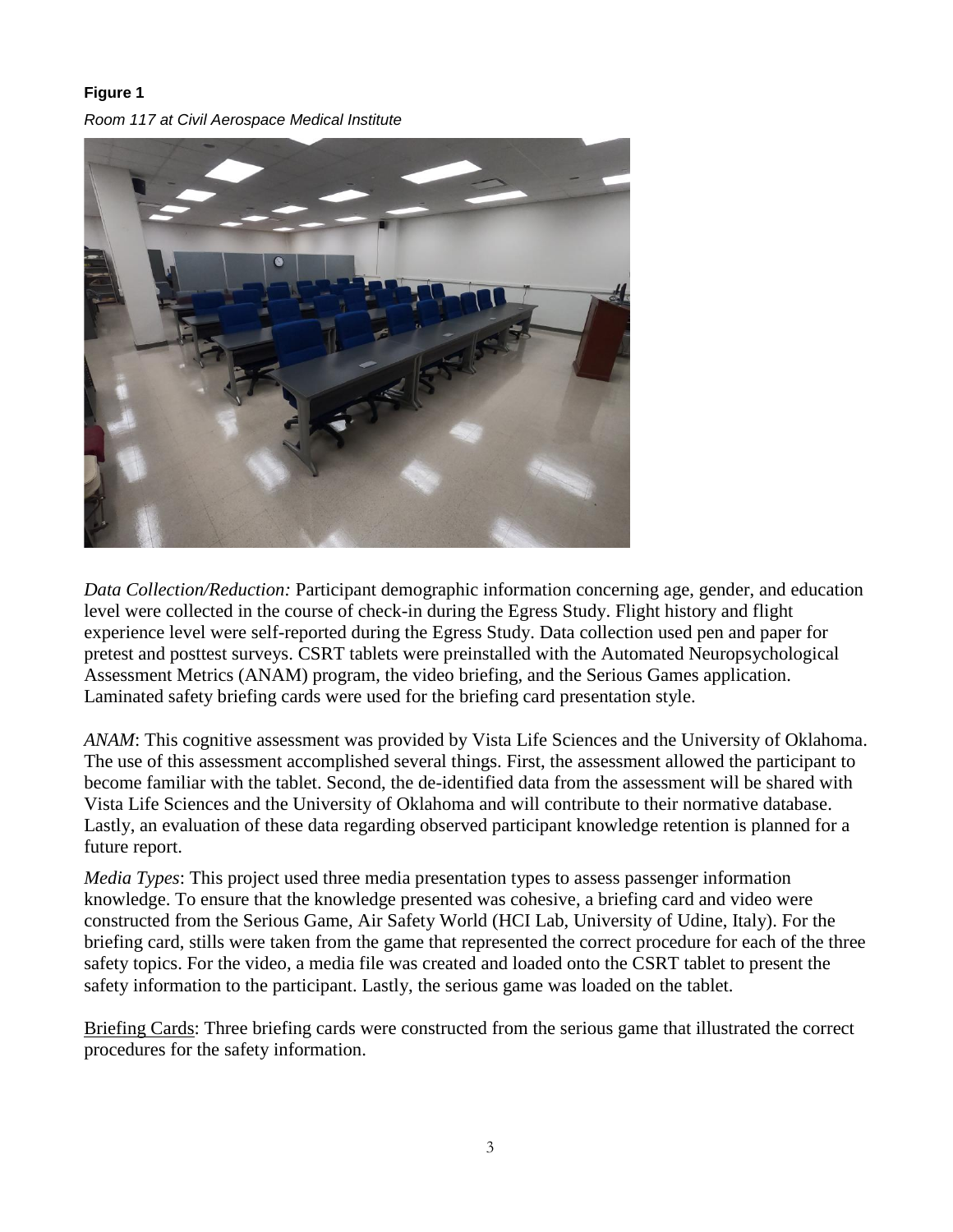**Figure 1**

*Room 117 at Civil Aerospace Medical Institute*

*Data Collection/Reduction:* Participant demographic information concerning age, gender, and education level were collected in the course of check-in during the Egress Study. Flight history and flight experience level were self-reported during the Egress Study. Data collection used pen and paper for pretest and posttest surveys. CSRT tablets were preinstalled with the Automated Neuropsychological Assessment Metrics (ANAM) program, the video briefing, and the Serious Games application. Laminated safety briefing cards were used for the briefing card presentation style.

*ANAM*: This cognitive assessment was provided by Vista Life Sciences and the University of Oklahoma. The use of this assessment accomplished several things. First, the assessment allowed the participant to become familiar with the tablet. Second, the de-identified data from the assessment will be shared with Vista Life Sciences and the University of Oklahoma and will contribute to their normative database. Lastly, an evaluation of these data regarding observed participant knowledge retention is planned for a future report.

*Media Types*: This project used three media presentation types to assess passenger information knowledge. To ensure that the knowledge presented was cohesive, a briefing card and video were constructed from the Serious Game, Air Safety World (HCI Lab, University of Udine, Italy). For the briefing card, stills were taken from the game that represented the correct procedure for each of the three safety topics. For the video, a media file was created and loaded onto the CSRT tablet to present the safety information to the participant. Lastly, the serious game was loaded on the tablet.

Briefing Cards: Three briefing cards were constructed from the serious game that illustrated the correct procedures for the safety information.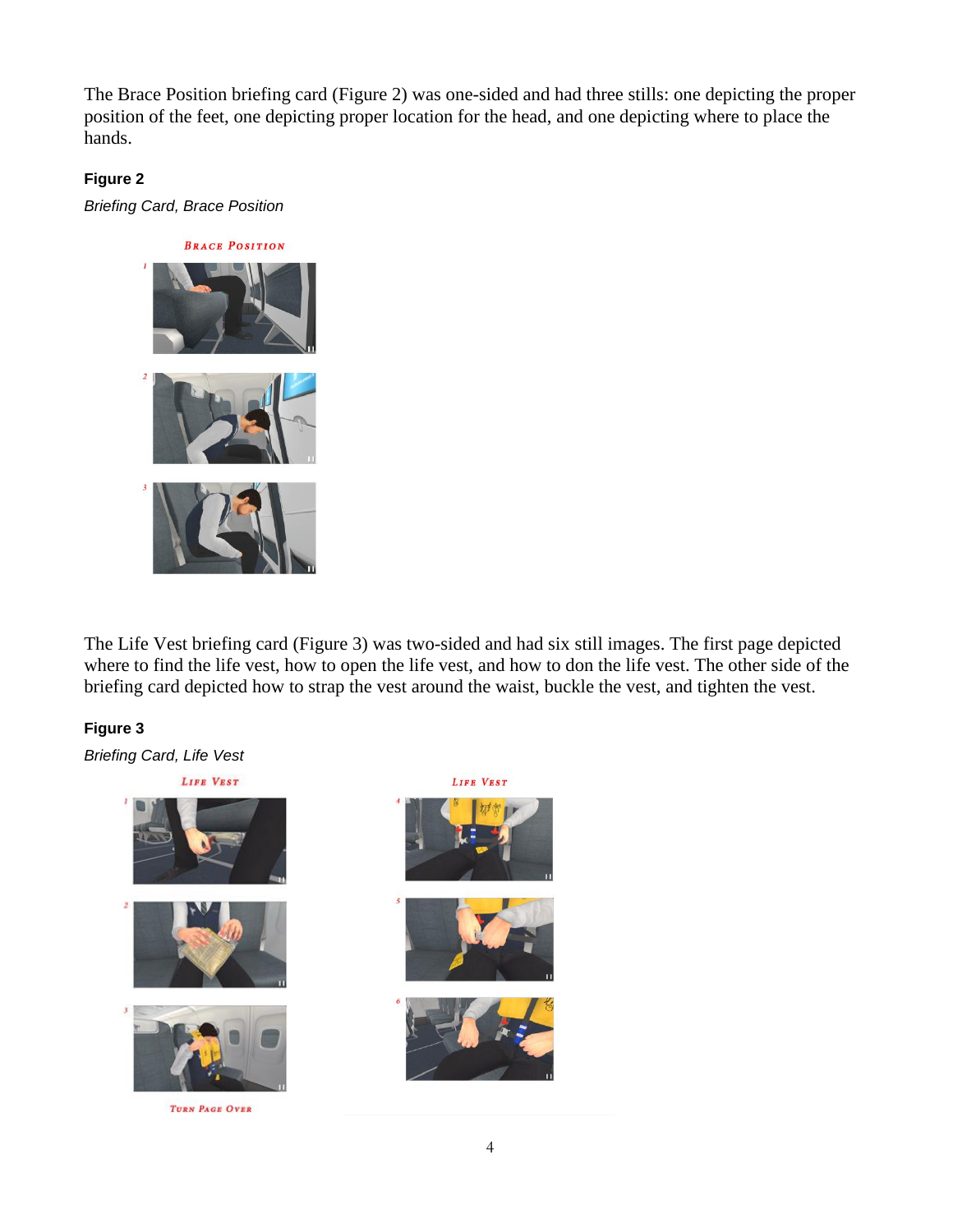The Brace Position briefing card (Figure 2) was one-sided and had three stills: one depicting the proper position of the feet, one depicting proper location for the head, and one depicting where to place the hands.

**Figure 2**

*Briefing Card, Brace Position*

The Life Vest briefing card (Figure 3) was two-sided and had six still images. The first page depicted where to find the life vest, how to open the life vest, and how to don the life vest. The other side of the briefing card depicted how to strap the vest around the waist, buckle the vest, and tighten the vest.

**Figure 3**

*Briefing Card, Life Vest*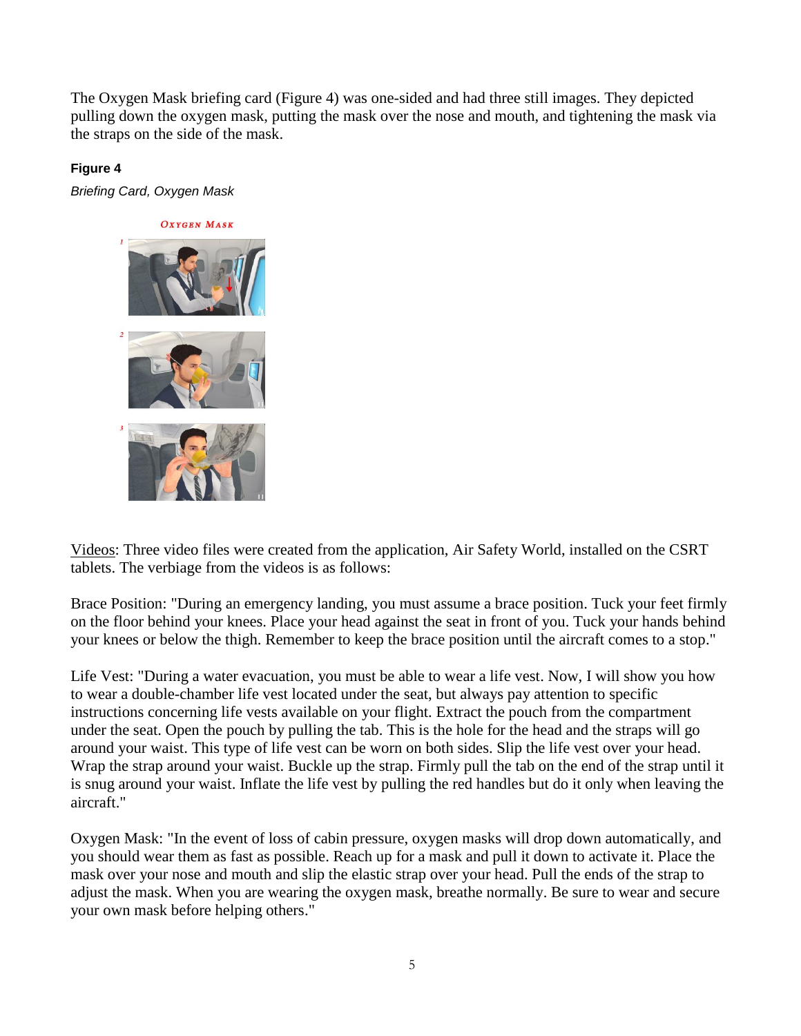The Oxygen Mask briefing card (Figure 4) was one-sided and had three still images. They depicted pulling down the oxygen mask, putting the mask over the nose and mouth, and tightening the mask via the straps on the side of the mask.

**Figure 4**

*Briefing Card, Oxygen Mask*

<u>Videos</u>: Three video files were created from the application, Air Safety World, installed on the CSRT tablets. The verbiage from the videos is as follows:

Brace Position: "During an emergency landing, you must assume a brace position. Tuck your feet firmly on the floor behind your knees. Place your head against the seat in front of you. Tuck your hands behind your knees or below the thigh. Remember to keep the brace position until the aircraft comes to a stop."

Life Vest: "During a water evacuation, you must be able to wear a life vest. Now, I will show you how to wear a double-chamber life vest located under the seat, but always pay attention to specific instructions concerning life vests available on your flight. Extract the pouch from the compartment under the seat. Open the pouch by pulling the tab. This is the hole for the head and the straps will go around your waist. This type of life vest can be worn on both sides. Slip the life vest over your head. Wrap the strap around your waist. Buckle up the strap. Firmly pull the tab on the end of the strap until it is snug around your waist. Inflate the life vest by pulling the red handles but do it only when leaving the aircraft."

Oxygen Mask: "In the event of loss of cabin pressure, oxygen masks will drop down automatically, and you should wear them as fast as possible. Reach up for a mask and pull it down to activate it. Place the mask over your nose and mouth and slip the elastic strap over your head. Pull the ends of the strap to adjust the mask. When you are wearing the oxygen mask, breathe normally. Be sure to wear and secure your own mask before helping others."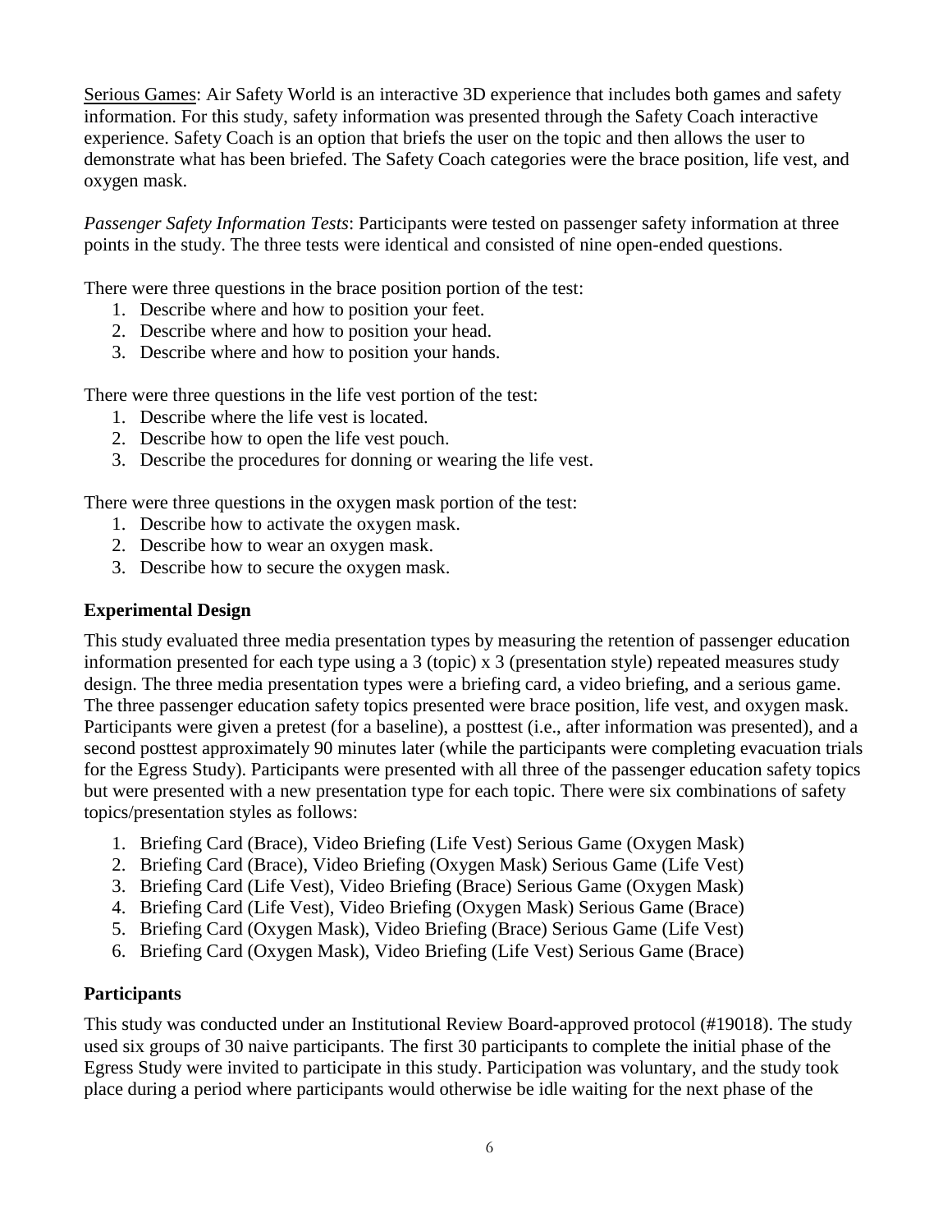<u>Serious Games</u>: Air Safety World is an interactive 3D experience that includes both games and safety information. For this study, safety information was presented through the Safety Coach interactive experience. Safety Coach is an option that briefs the user on the topic and then allows the user to demonstrate what has been briefed. The Safety Coach categories were the brace position, life vest, and oxygen mask.

*Passenger Safety Information Tests*: Participants were tested on passenger safety information at three points in the study. The three tests were identical and consisted of nine open-ended questions.

There were three questions in the brace position portion of the test:

1. Describe where and how to position your feet.
2. Describe where and how to position your head.
3. Describe where and how to position your hands.

There were three questions in the life vest portion of the test:

1. Describe where the life vest is located.
2. Describe how to open the life vest pouch.
3. Describe the procedures for donning or wearing the life vest.

There were three questions in the oxygen mask portion of the test:

1. Describe how to activate the oxygen mask.
2. Describe how to wear an oxygen mask.
3. Describe how to secure the oxygen mask.

### Experimental Design

This study evaluated three media presentation types by measuring the retention of passenger education information presented for each type using a 3 (topic) x 3 (presentation style) repeated measures study design. The three media presentation types were a briefing card, a video briefing, and a serious game. The three passenger education safety topics presented were brace position, life vest, and oxygen mask. Participants were given a pretest (for a baseline), a posttest (i.e., after information was presented), and a second posttest approximately 90 minutes later (while the participants were completing evacuation trials for the Egress Study). Participants were presented with all three of the passenger education safety topics but were presented with a new presentation type for each topic. There were six combinations of safety topics/presentation styles as follows:

1. Briefing Card (Brace), Video Briefing (Life Vest) Serious Game (Oxygen Mask)
2. Briefing Card (Brace), Video Briefing (Oxygen Mask) Serious Game (Life Vest)
3. Briefing Card (Life Vest), Video Briefing (Brace) Serious Game (Oxygen Mask)
4. Briefing Card (Life Vest), Video Briefing (Oxygen Mask) Serious Game (Brace)
5. Briefing Card (Oxygen Mask), Video Briefing (Brace) Serious Game (Life Vest)
6. Briefing Card (Oxygen Mask), Video Briefing (Life Vest) Serious Game (Brace)

### Participants

This study was conducted under an Institutional Review Board-approved protocol (#19018). The study used six groups of 30 naive participants. The first 30 participants to complete the initial phase of the Egress Study were invited to participate in this study. Participation was voluntary, and the study took place during a period where participants would otherwise be idle waiting for the next phase of the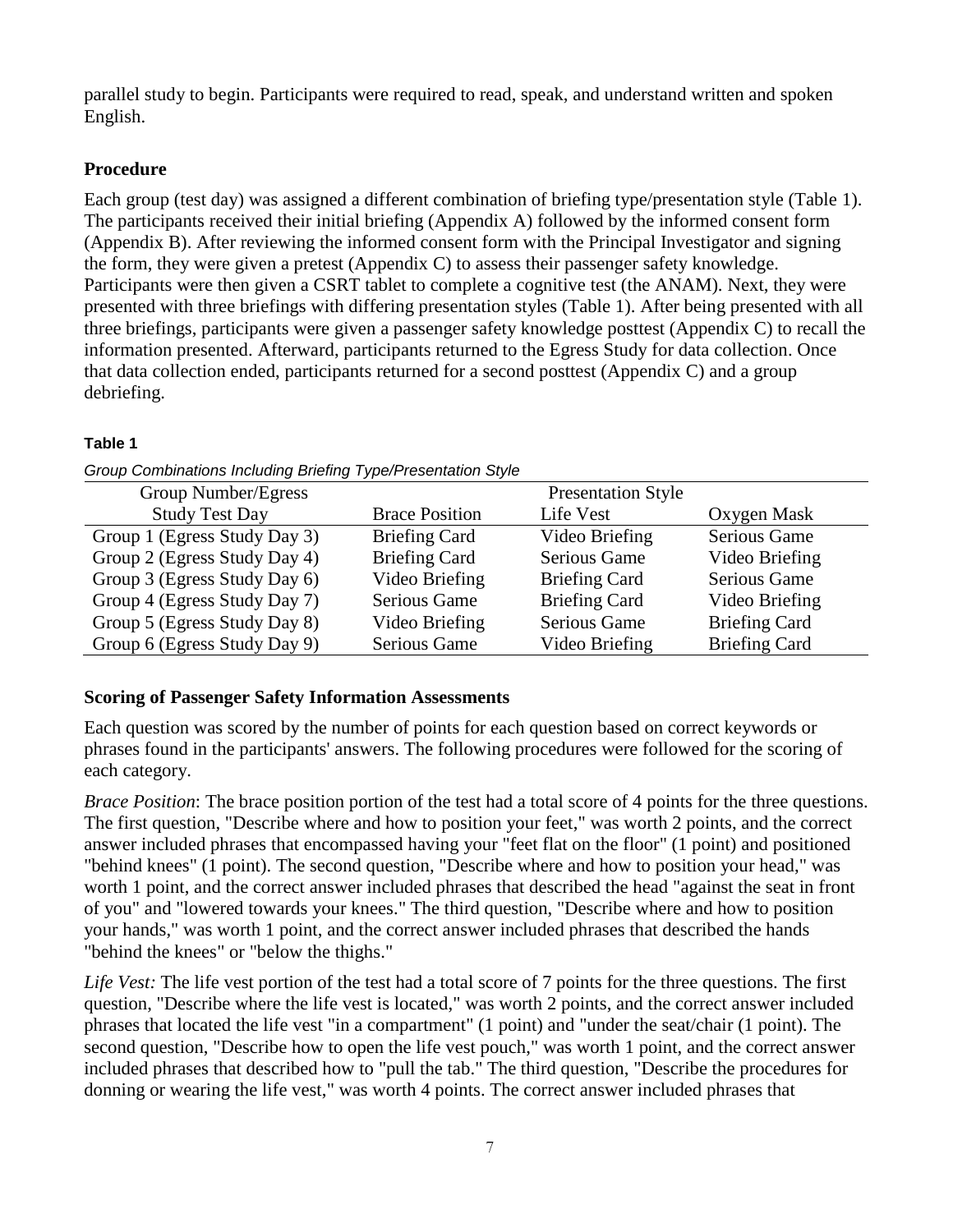parallel study to begin. Participants were required to read, speak, and understand written and spoken English.

## Procedure

Each group (test day) was assigned a different combination of briefing type/presentation style (Table 1). The participants received their initial briefing (Appendix A) followed by the informed consent form (Appendix B). After reviewing the informed consent form with the Principal Investigator and signing the form, they were given a pretest (Appendix C) to assess their passenger safety knowledge. Participants were then given a CSRT tablet to complete a cognitive test (the ANAM). Next, they were presented with three briefings with differing presentation styles (Table 1). After being presented with all three briefings, participants were given a passenger safety knowledge posttest (Appendix C) to recall the information presented. Afterward, participants returned to the Egress Study for data collection. Once that data collection ended, participants returned for a second posttest (Appendix C) and a group debriefing.

**Table 1**

*Group Combinations Including Briefing Type/Presentation Style*

| Group Number/Egress Study Test Day | Presentation Style | | |
|---|---|---|---|
| | Brace Position | Life Vest | Oxygen Mask |
| Group 1 (Egress Study Day 3) | Briefing Card | Video Briefing | Serious Game |
| Group 2 (Egress Study Day 4) | Briefing Card | Serious Game | Video Briefing |
| Group 3 (Egress Study Day 6) | Video Briefing | Briefing Card | Serious Game |
| Group 4 (Egress Study Day 7) | Serious Game | Briefing Card | Video Briefing |
| Group 5 (Egress Study Day 8) | Video Briefing | Serious Game | Briefing Card |
| Group 6 (Egress Study Day 9) | Serious Game | Video Briefing | Briefing Card |

## Scoring of Passenger Safety Information Assessments

Each question was scored by the number of points for each question based on correct keywords or phrases found in the participants' answers. The following procedures were followed for the scoring of each category.

*Brace Position*: The brace position portion of the test had a total score of 4 points for the three questions. The first question, "Describe where and how to position your feet," was worth 2 points, and the correct answer included phrases that encompassed having your "feet flat on the floor" (1 point) and positioned "behind knees" (1 point). The second question, "Describe where and how to position your head," was worth 1 point, and the correct answer included phrases that described the head "against the seat in front of you" and "lowered towards your knees." The third question, "Describe where and how to position your hands," was worth 1 point, and the correct answer included phrases that described the hands "behind the knees" or "below the thighs."

*Life Vest:* The life vest portion of the test had a total score of 7 points for the three questions. The first question, "Describe where the life vest is located," was worth 2 points, and the correct answer included phrases that located the life vest "in a compartment" (1 point) and "under the seat/chair (1 point). The second question, "Describe how to open the life vest pouch," was worth 1 point, and the correct answer included phrases that described how to "pull the tab." The third question, "Describe the procedures for donning or wearing the life vest," was worth 4 points. The correct answer included phrases that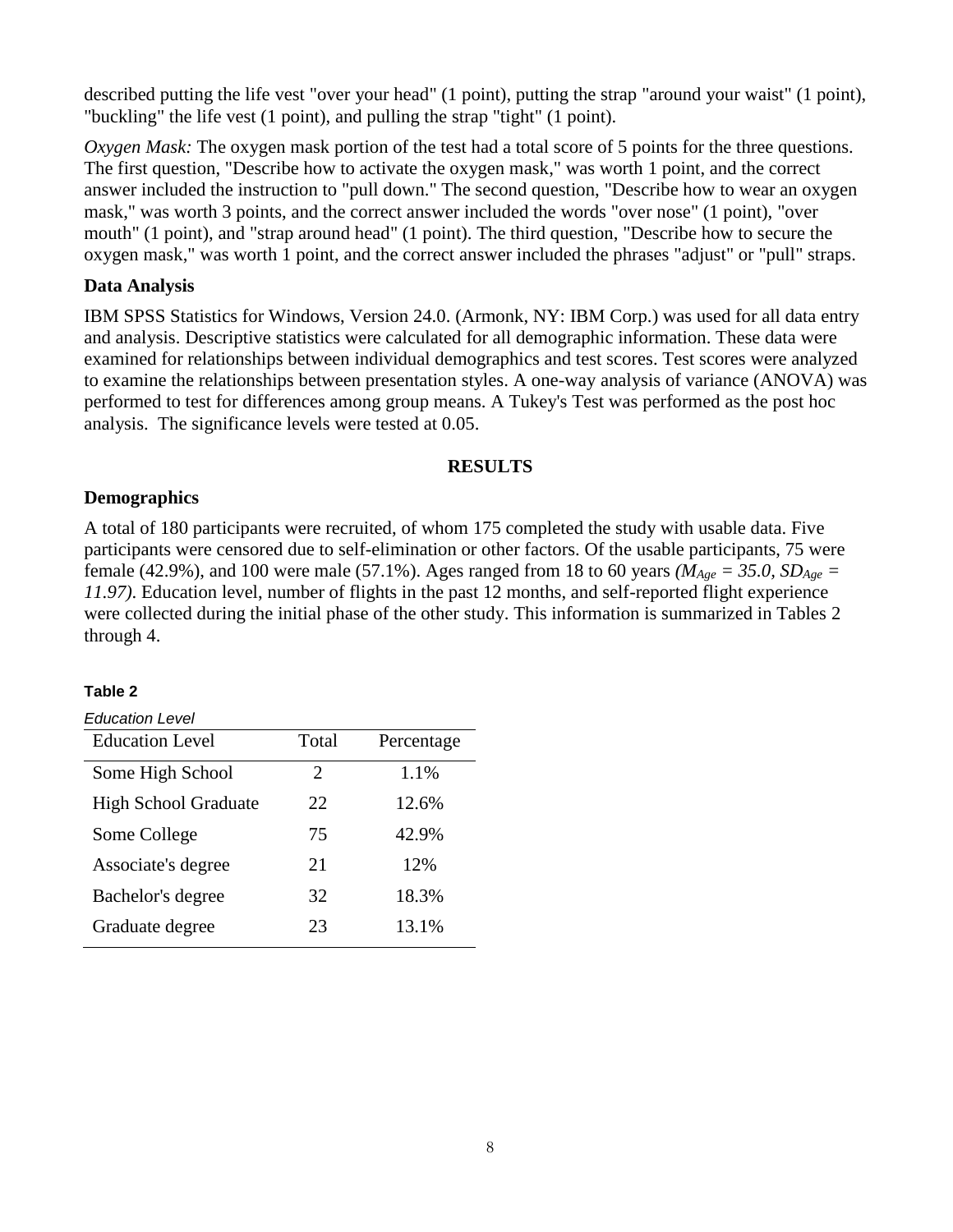described putting the life vest "over your head" (1 point), putting the strap "around your waist" (1 point), "buckling" the life vest (1 point), and pulling the strap "tight" (1 point).

*Oxygen Mask:* The oxygen mask portion of the test had a total score of 5 points for the three questions. The first question, "Describe how to activate the oxygen mask," was worth 1 point, and the correct answer included the instruction to "pull down." The second question, "Describe how to wear an oxygen mask," was worth 3 points, and the correct answer included the words "over nose" (1 point), "over mouth" (1 point), and "strap around head" (1 point). The third question, "Describe how to secure the oxygen mask," was worth 1 point, and the correct answer included the phrases "adjust" or "pull" straps.

### Data Analysis

IBM SPSS Statistics for Windows, Version 24.0. (Armonk, NY: IBM Corp.) was used for all data entry and analysis. Descriptive statistics were calculated for all demographic information. These data were examined for relationships between individual demographics and test scores. Test scores were analyzed to examine the relationships between presentation styles. A one-way analysis of variance (ANOVA) was performed to test for differences among group means. A Tukey's Test was performed as the post hoc analysis. The significance levels were tested at 0.05.

## RESULTS

### Demographics

A total of 180 participants were recruited, of whom 175 completed the study with usable data. Five participants were censored due to self-elimination or other factors. Of the usable participants, 75 were female (42.9%), and 100 were male (57.1%). Ages ranged from 18 to 60 years *($M_{Age} = 35.0$, $SD_{Age} = 11.97$)*. Education level, number of flights in the past 12 months, and self-reported flight experience were collected during the initial phase of the other study. This information is summarized in Tables 2 through 4.

**Table 2**

*Education Level*

| Education Level | Total | Percentage |
|---|---|---|
| Some High School | 2 | 1.1% |
| High School Graduate | 22 | 12.6% |
| Some College | 75 | 42.9% |
| Associate's degree | 21 | 12% |
| Bachelor's degree | 32 | 18.3% |
| Graduate degree | 23 | 13.1% |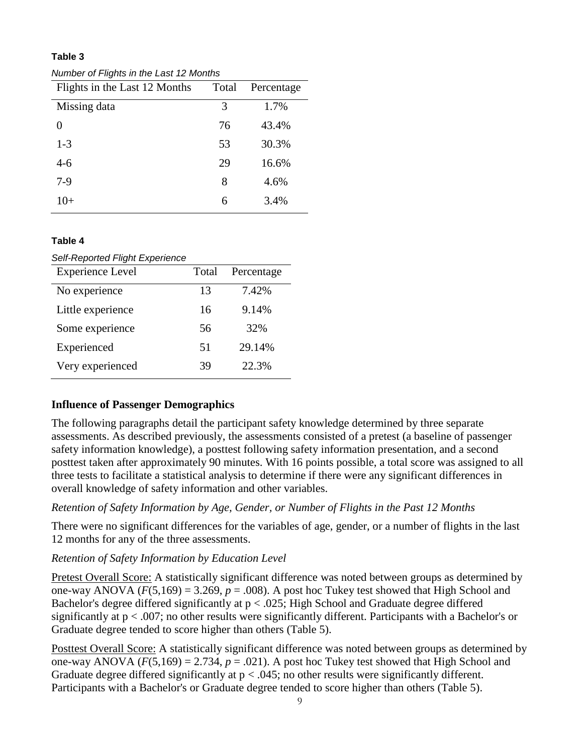**Table 3**

*Number of Flights in the Last 12 Months*

| Flights in the Last 12 Months | Total | Percentage |
|---|---|---|
| Missing data | 3 | 1.7% |
| 0 | 76 | 43.4% |
| 1-3 | 53 | 30.3% |
| 4-6 | 29 | 16.6% |
| 7-9 | 8 | 4.6% |
| 10+ | 6 | 3.4% |

**Table 4**

*Self-Reported Flight Experience*

| Experience Level | Total | Percentage |
|---|---|---|
| No experience | 13 | 7.42% |
| Little experience | 16 | 9.14% |
| Some experience | 56 | 32% |
| Experienced | 51 | 29.14% |
| Very experienced | 39 | 22.3% |

### Influence of Passenger Demographics

The following paragraphs detail the participant safety knowledge determined by three separate assessments. As described previously, the assessments consisted of a pretest (a baseline of passenger safety information knowledge), a posttest following safety information presentation, and a second posttest taken after approximately 90 minutes. With 16 points possible, a total score was assigned to all three tests to facilitate a statistical analysis to determine if there were any significant differences in overall knowledge of safety information and other variables.

*Retention of Safety Information by Age, Gender, or Number of Flights in the Past 12 Months*

There were no significant differences for the variables of age, gender, or a number of flights in the last 12 months for any of the three assessments.

*Retention of Safety Information by Education Level*

Pretest Overall Score: A statistically significant difference was noted between groups as determined by one-way ANOVA ($F(5,169) = 3.269$, $p = .008$). A post hoc Tukey test showed that High School and Bachelor's degree differed significantly at $p < .025$; High School and Graduate degree differed significantly at $p < .007$; no other results were significantly different. Participants with a Bachelor's or Graduate degree tended to score higher than others (Table 5).

Posttest Overall Score: A statistically significant difference was noted between groups as determined by one-way ANOVA ($F(5,169) = 2.734$, $p = .021$). A post hoc Tukey test showed that High School and Graduate degree differed significantly at $p < .045$; no other results were significantly different. Participants with a Bachelor's or Graduate degree tended to score higher than others (Table 5).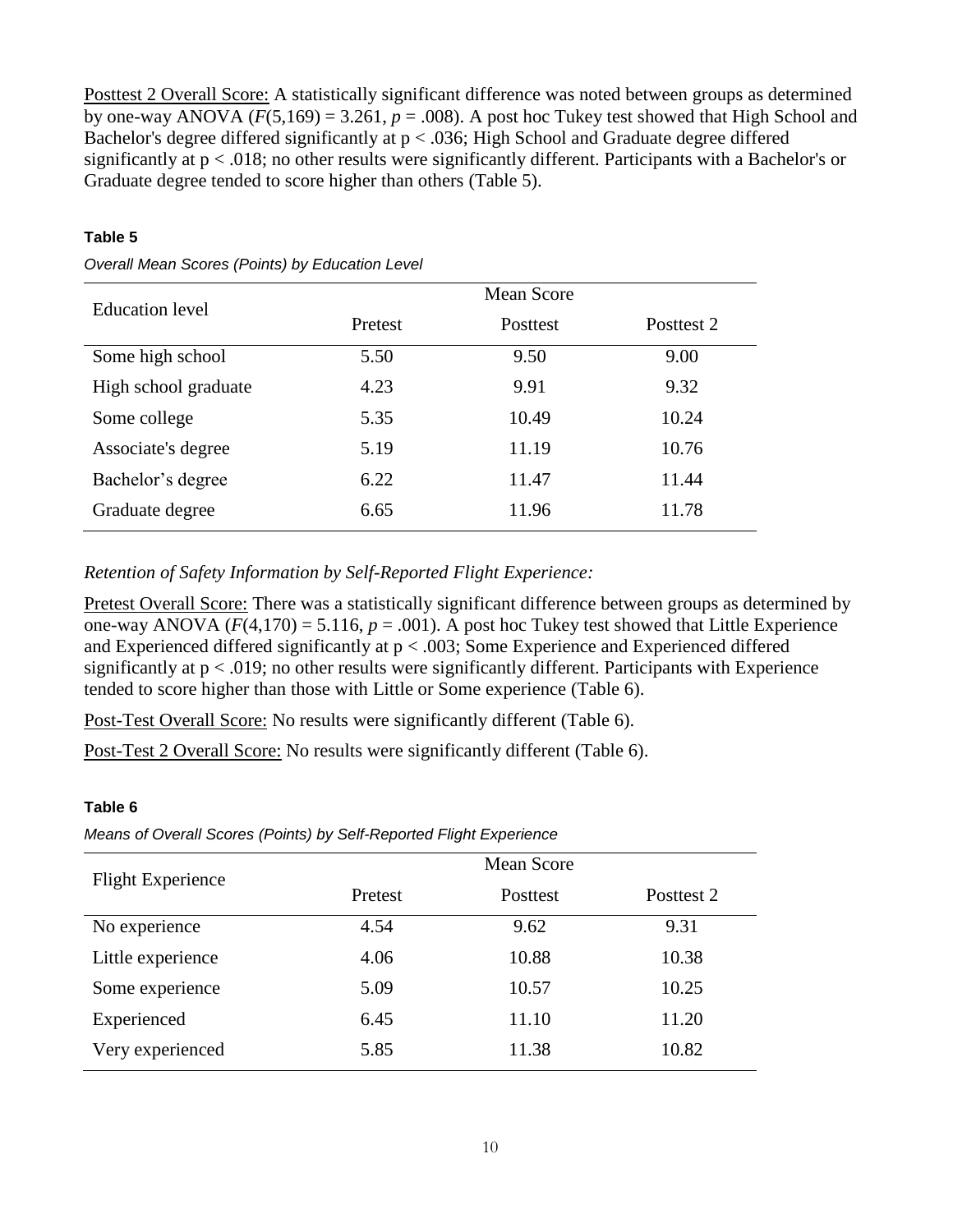Posttest 2 Overall Score: A statistically significant difference was noted between groups as determined by one-way ANOVA ($F(5,169) = 3.261$, $p = .008$). A post hoc Tukey test showed that High School and Bachelor's degree differed significantly at $p < .036$; High School and Graduate degree differed significantly at $p < .018$; no other results were significantly different. Participants with a Bachelor's or Graduate degree tended to score higher than others (Table 5).

**Table 5**

*Overall Mean Scores (Points) by Education Level*

| Education level | Mean Score | | |
|---|---|---|---|
| | Pretest | Posttest | Posttest 2 |
| Some high school | 5.50 | 9.50 | 9.00 |
| High school graduate | 4.23 | 9.91 | 9.32 |
| Some college | 5.35 | 10.49 | 10.24 |
| Associate's degree | 5.19 | 11.19 | 10.76 |
| Bachelor's degree | 6.22 | 11.47 | 11.44 |
| Graduate degree | 6.65 | 11.96 | 11.78 |

*Retention of Safety Information by Self-Reported Flight Experience:*

Pretest Overall Score: There was a statistically significant difference between groups as determined by one-way ANOVA ($F(4,170) = 5.116$, $p = .001$). A post hoc Tukey test showed that Little Experience and Experienced differed significantly at $p < .003$; Some Experience and Experienced differed significantly at $p < .019$; no other results were significantly different. Participants with Experience tended to score higher than those with Little or Some experience (Table 6).

Post-Test Overall Score: No results were significantly different (Table 6).

Post-Test 2 Overall Score: No results were significantly different (Table 6).

**Table 6**

*Means of Overall Scores (Points) by Self-Reported Flight Experience*

| Flight Experience | Mean Score | | |
|---|---|---|---|
| | Pretest | Posttest | Posttest 2 |
| No experience | 4.54 | 9.62 | 9.31 |
| Little experience | 4.06 | 10.88 | 10.38 |
| Some experience | 5.09 | 10.57 | 10.25 |
| Experienced | 6.45 | 11.10 | 11.20 |
| Very experienced | 5.85 | 11.38 | 10.82 |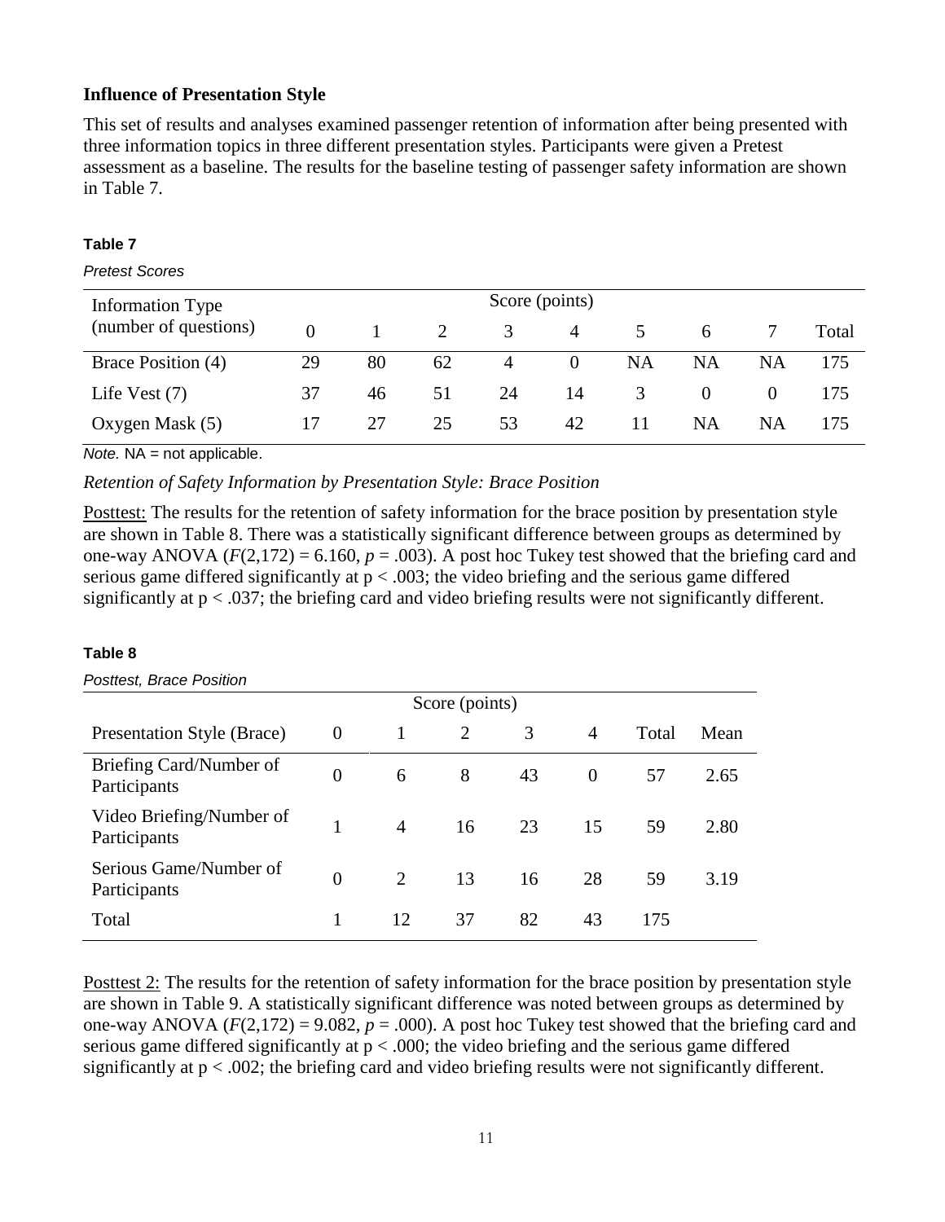### Influence of Presentation Style

This set of results and analyses examined passenger retention of information after being presented with three information topics in three different presentation styles. Participants were given a Pretest assessment as a baseline. The results for the baseline testing of passenger safety information are shown in Table 7.

**Table 7**

*Pretest Scores*

| Information Type (number of questions) | Score (points) 0 | 1 | 2 | 3 | 4 | 5 | 6 | 7 | Total |
|---|---|---|---|---|---|---|---|---|---|
| Brace Position (4) | 29 | 80 | 62 | 4 | 0 | NA | NA | NA | 175 |
| Life Vest (7) | 37 | 46 | 51 | 24 | 14 | 3 | 0 | 0 | 175 |
| Oxygen Mask (5) | 17 | 27 | 25 | 53 | 42 | 11 | NA | NA | 175 |

*Note.* NA = not applicable.

*Retention of Safety Information by Presentation Style: Brace Position*

Posttest: The results for the retention of safety information for the brace position by presentation style are shown in Table 8. There was a statistically significant difference between groups as determined by one-way ANOVA ($F(2,172) = 6.160$, $p = .003$). A post hoc Tukey test showed that the briefing card and serious game differed significantly at $p < .003$; the video briefing and the serious game differed significantly at $p < .037$; the briefing card and video briefing results were not significantly different.

**Table 8**

*Posttest, Brace Position*

| Presentation Style (Brace) | Score (points) 0 | 1 | 2 | 3 | 4 | Total | Mean |
|---|---|---|---|---|---|---|---|
| Briefing Card/Number of Participants | 0 | 6 | 8 | 43 | 0 | 57 | 2.65 |
| Video Briefing/Number of Participants | 1 | 4 | 16 | 23 | 15 | 59 | 2.80 |
| Serious Game/Number of Participants | 0 | 2 | 13 | 16 | 28 | 59 | 3.19 |
| Total | 1 | 12 | 37 | 82 | 43 | 175 | |

Posttest 2: The results for the retention of safety information for the brace position by presentation style are shown in Table 9. A statistically significant difference was noted between groups as determined by one-way ANOVA ($F(2,172) = 9.082$, $p = .000$). A post hoc Tukey test showed that the briefing card and serious game differed significantly at $p < .000$; the video briefing and the serious game differed significantly at $p < .002$; the briefing card and video briefing results were not significantly different.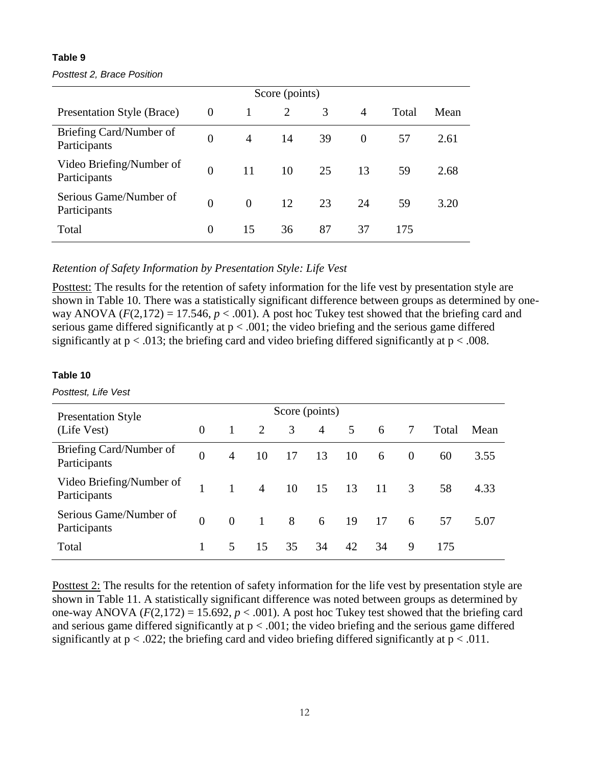**Table 9**

*Posttest 2, Brace Position*

| Presentation Style (Brace) | Score (points) 0 | 1 | 2 | 3 | 4 | Total | Mean |
|---|---|---|---|---|---|---|---|
| Briefing Card/Number of Participants | 0 | 4 | 14 | 39 | 0 | 57 | 2.61 |
| Video Briefing/Number of Participants | 0 | 11 | 10 | 25 | 13 | 59 | 2.68 |
| Serious Game/Number of Participants | 0 | 0 | 12 | 23 | 24 | 59 | 3.20 |
| Total | 0 | 15 | 36 | 87 | 37 | 175 | |

*Retention of Safety Information by Presentation Style: Life Vest*

Posttest: The results for the retention of safety information for the life vest by presentation style are shown in Table 10. There was a statistically significant difference between groups as determined by one-way ANOVA ($F(2,172) = 17.546$, $p < .001$). A post hoc Tukey test showed that the briefing card and serious game differed significantly at $p < .001$; the video briefing and the serious game differed significantly at $p < .013$; the briefing card and video briefing differed significantly at $p < .008$.

**Table 10**

*Posttest, Life Vest*

| Presentation Style (Life Vest) | Score (points) 0 | 1 | 2 | 3 | 4 | 5 | 6 | 7 | Total | Mean |
|---|---|---|---|---|---|---|---|---|---|---|
| Briefing Card/Number of Participants | 0 | 4 | 10 | 17 | 13 | 10 | 6 | 0 | 60 | 3.55 |
| Video Briefing/Number of Participants | 1 | 1 | 4 | 10 | 15 | 13 | 11 | 3 | 58 | 4.33 |
| Serious Game/Number of Participants | 0 | 0 | 1 | 8 | 6 | 19 | 17 | 6 | 57 | 5.07 |
| Total | 1 | 5 | 15 | 35 | 34 | 42 | 34 | 9 | 175 | |

Posttest 2: The results for the retention of safety information for the life vest by presentation style are shown in Table 11. A statistically significant difference was noted between groups as determined by one-way ANOVA ($F(2,172) = 15.692$, $p < .001$). A post hoc Tukey test showed that the briefing card and serious game differed significantly at $p < .001$; the video briefing and the serious game differed significantly at $p < .022$; the briefing card and video briefing differed significantly at $p < .011$.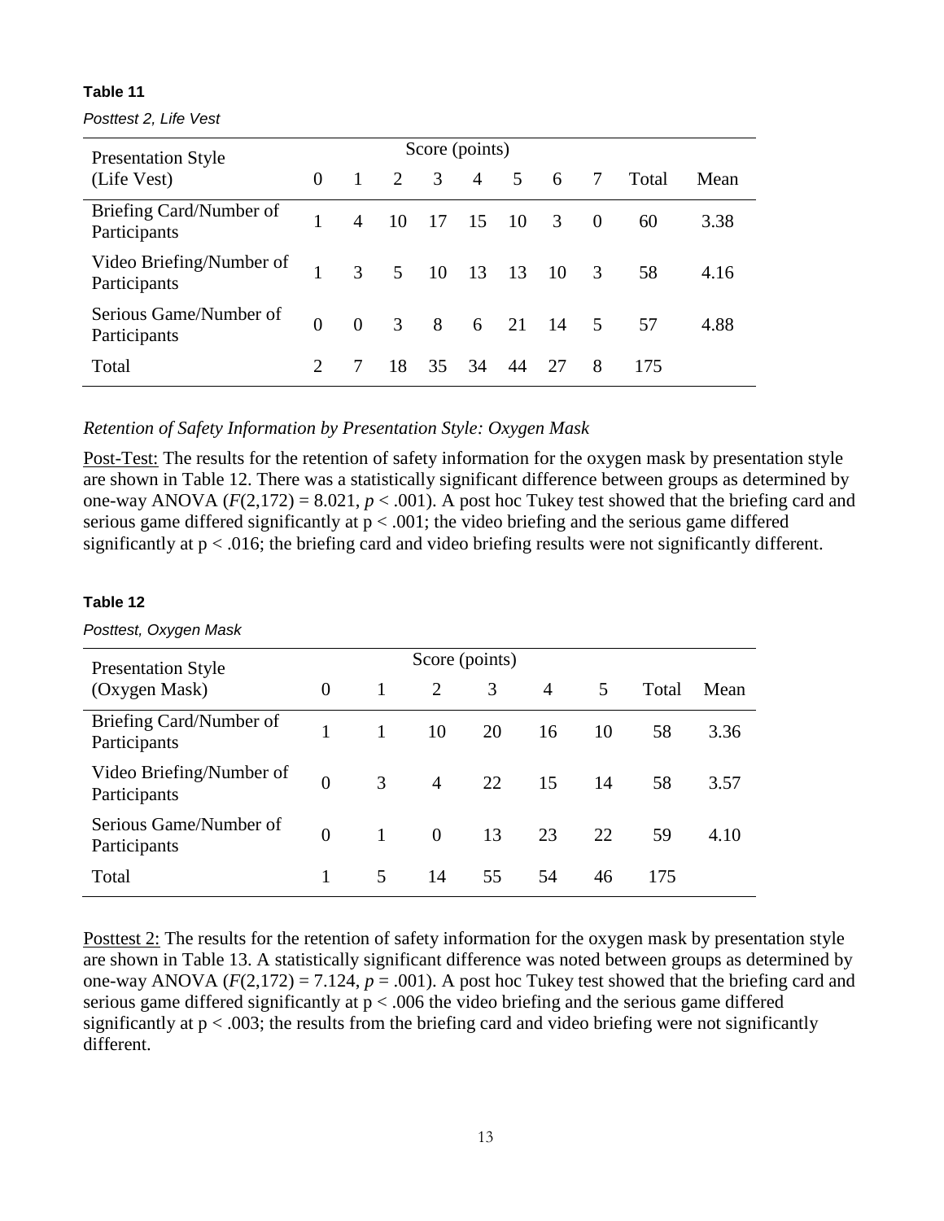**Table 11**

*Posttest 2, Life Vest*

| Presentation Style (Life Vest) | Score (points) | | | | | | | | | |
|---|---|---|---|---|---|---|---|---|---|---|
| | 0 | 1 | 2 | 3 | 4 | 5 | 6 | 7 | Total | Mean |
| Briefing Card/Number of Participants | 1 | 4 | 10 | 17 | 15 | 10 | 3 | 0 | 60 | 3.38 |
| Video Briefing/Number of Participants | 1 | 3 | 5 | 10 | 13 | 13 | 10 | 3 | 58 | 4.16 |
| Serious Game/Number of Participants | 0 | 0 | 3 | 8 | 6 | 21 | 14 | 5 | 57 | 4.88 |
| Total | 2 | 7 | 18 | 35 | 34 | 44 | 27 | 8 | 175 | |

*Retention of Safety Information by Presentation Style: Oxygen Mask*

Post-Test: The results for the retention of safety information for the oxygen mask by presentation style are shown in Table 12. There was a statistically significant difference between groups as determined by one-way ANOVA ($F(2,172) = 8.021$, $p < .001$). A post hoc Tukey test showed that the briefing card and serious game differed significantly at $p < .001$; the video briefing and the serious game differed significantly at $p < .016$; the briefing card and video briefing results were not significantly different.

**Table 12**

*Posttest, Oxygen Mask*

| Presentation Style (Oxygen Mask) | Score (points) | | | | | | | |
|---|---|---|---|---|---|---|---|---|
| | 0 | 1 | 2 | 3 | 4 | 5 | Total | Mean |
| Briefing Card/Number of Participants | 1 | 1 | 10 | 20 | 16 | 10 | 58 | 3.36 |
| Video Briefing/Number of Participants | 0 | 3 | 4 | 22 | 15 | 14 | 58 | 3.57 |
| Serious Game/Number of Participants | 0 | 1 | 0 | 13 | 23 | 22 | 59 | 4.10 |
| Total | 1 | 5 | 14 | 55 | 54 | 46 | 175 | |

Posttest 2: The results for the retention of safety information for the oxygen mask by presentation style are shown in Table 13. A statistically significant difference was noted between groups as determined by one-way ANOVA ($F(2,172) = 7.124$, $p = .001$). A post hoc Tukey test showed that the briefing card and serious game differed significantly at $p < .006$ the video briefing and the serious game differed significantly at $p < .003$; the results from the briefing card and video briefing were not significantly different.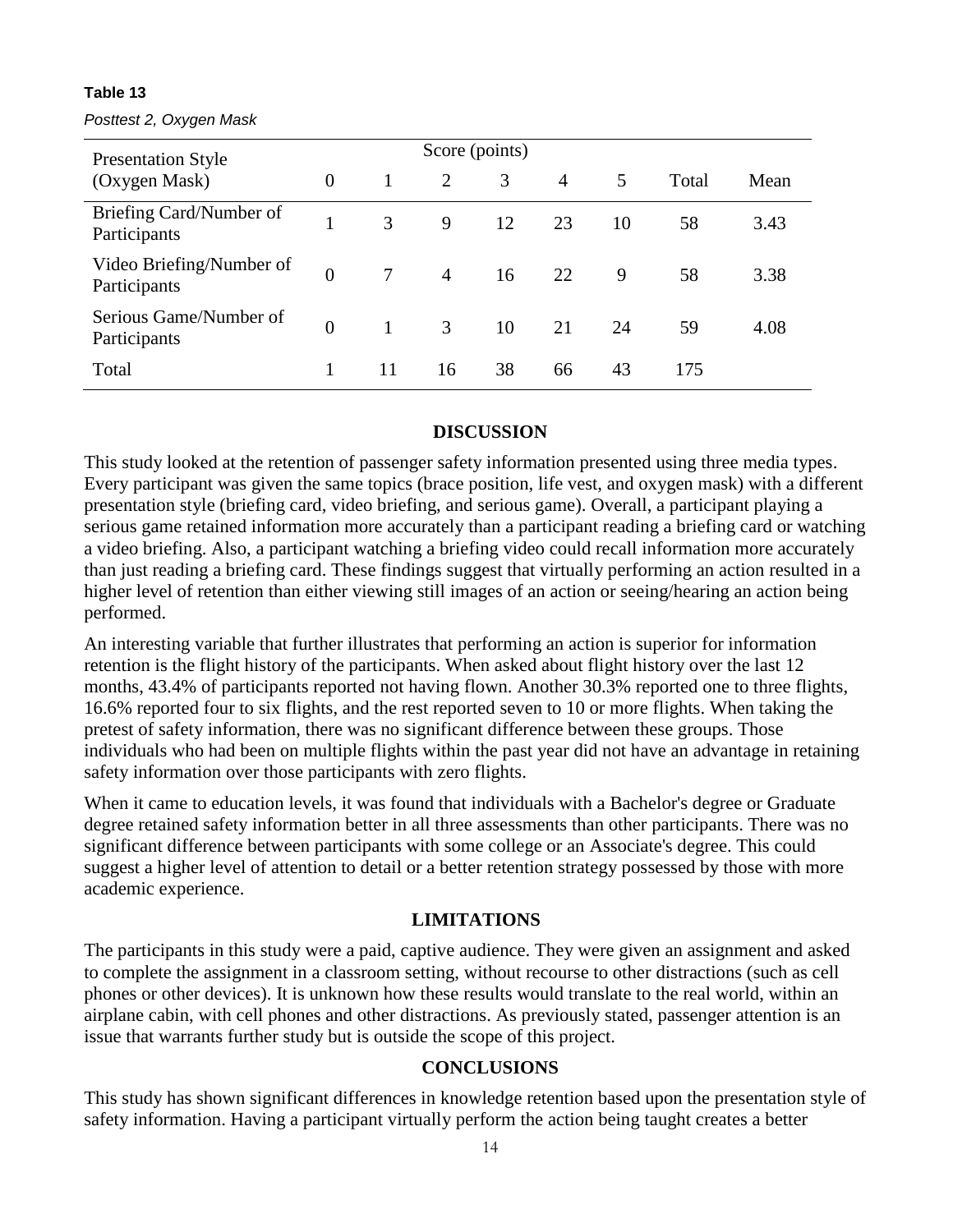**Table 13**

*Posttest 2, Oxygen Mask*

| Presentation Style (Oxygen Mask) | Score (points) 0 | 1 | 2 | 3 | 4 | 5 | Total | Mean |
|---|---|---|---|---|---|---|---|---|
| Briefing Card/Number of Participants | 1 | 3 | 9 | 12 | 23 | 10 | 58 | 3.43 |
| Video Briefing/Number of Participants | 0 | 7 | 4 | 16 | 22 | 9 | 58 | 3.38 |
| Serious Game/Number of Participants | 0 | 1 | 3 | 10 | 21 | 24 | 59 | 4.08 |
| Total | 1 | 11 | 16 | 38 | 66 | 43 | 175 | |

## DISCUSSION

This study looked at the retention of passenger safety information presented using three media types. Every participant was given the same topics (brace position, life vest, and oxygen mask) with a different presentation style (briefing card, video briefing, and serious game). Overall, a participant playing a serious game retained information more accurately than a participant reading a briefing card or watching a video briefing. Also, a participant watching a briefing video could recall information more accurately than just reading a briefing card. These findings suggest that virtually performing an action resulted in a higher level of retention than either viewing still images of an action or seeing/hearing an action being performed.

An interesting variable that further illustrates that performing an action is superior for information retention is the flight history of the participants. When asked about flight history over the last 12 months, 43.4% of participants reported not having flown. Another 30.3% reported one to three flights, 16.6% reported four to six flights, and the rest reported seven to 10 or more flights. When taking the pretest of safety information, there was no significant difference between these groups. Those individuals who had been on multiple flights within the past year did not have an advantage in retaining safety information over those participants with zero flights.

When it came to education levels, it was found that individuals with a Bachelor's degree or Graduate degree retained safety information better in all three assessments than other participants. There was no significant difference between participants with some college or an Associate's degree. This could suggest a higher level of attention to detail or a better retention strategy possessed by those with more academic experience.

## LIMITATIONS

The participants in this study were a paid, captive audience. They were given an assignment and asked to complete the assignment in a classroom setting, without recourse to other distractions (such as cell phones or other devices). It is unknown how these results would translate to the real world, within an airplane cabin, with cell phones and other distractions. As previously stated, passenger attention is an issue that warrants further study but is outside the scope of this project.

## CONCLUSIONS

This study has shown significant differences in knowledge retention based upon the presentation style of safety information. Having a participant virtually perform the action being taught creates a better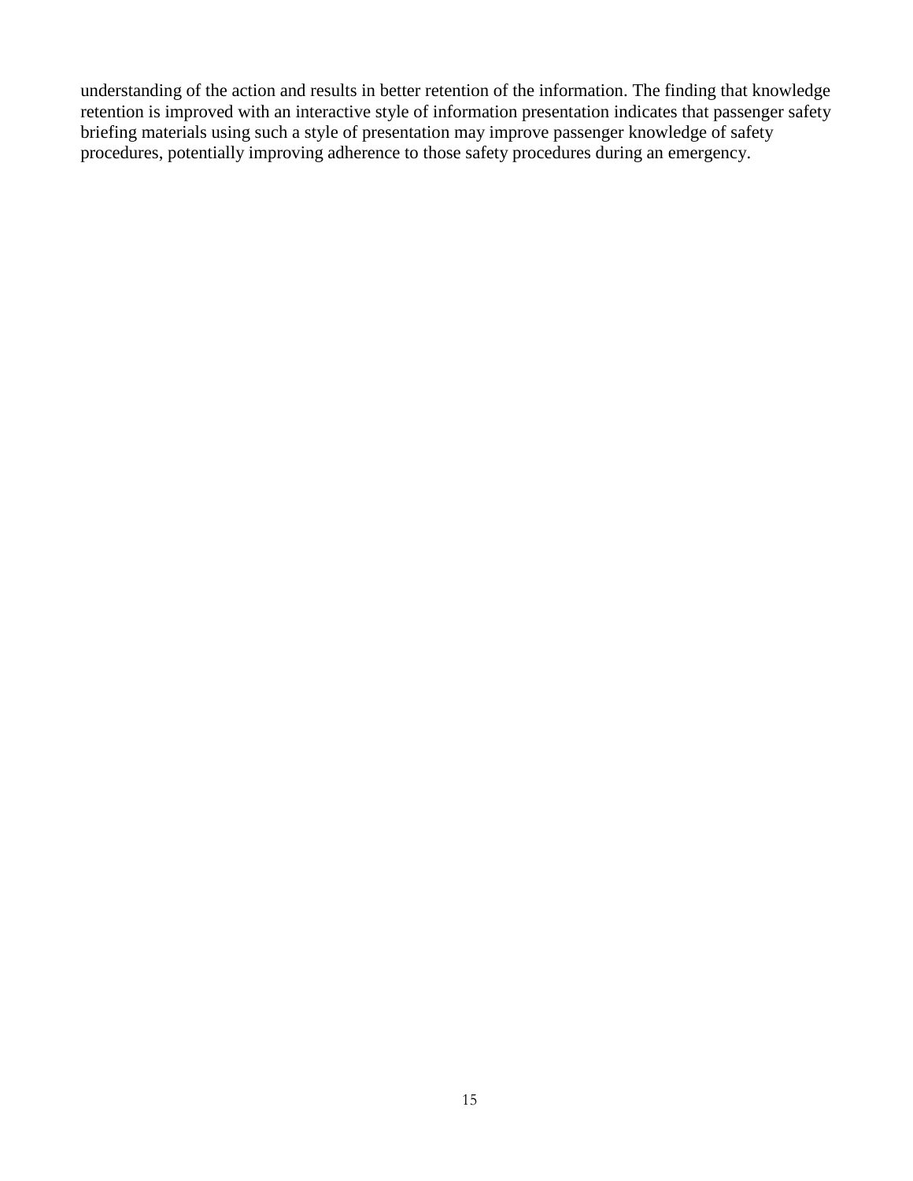understanding of the action and results in better retention of the information. The finding that knowledge retention is improved with an interactive style of information presentation indicates that passenger safety briefing materials using such a style of presentation may improve passenger knowledge of safety procedures, potentially improving adherence to those safety procedures during an emergency.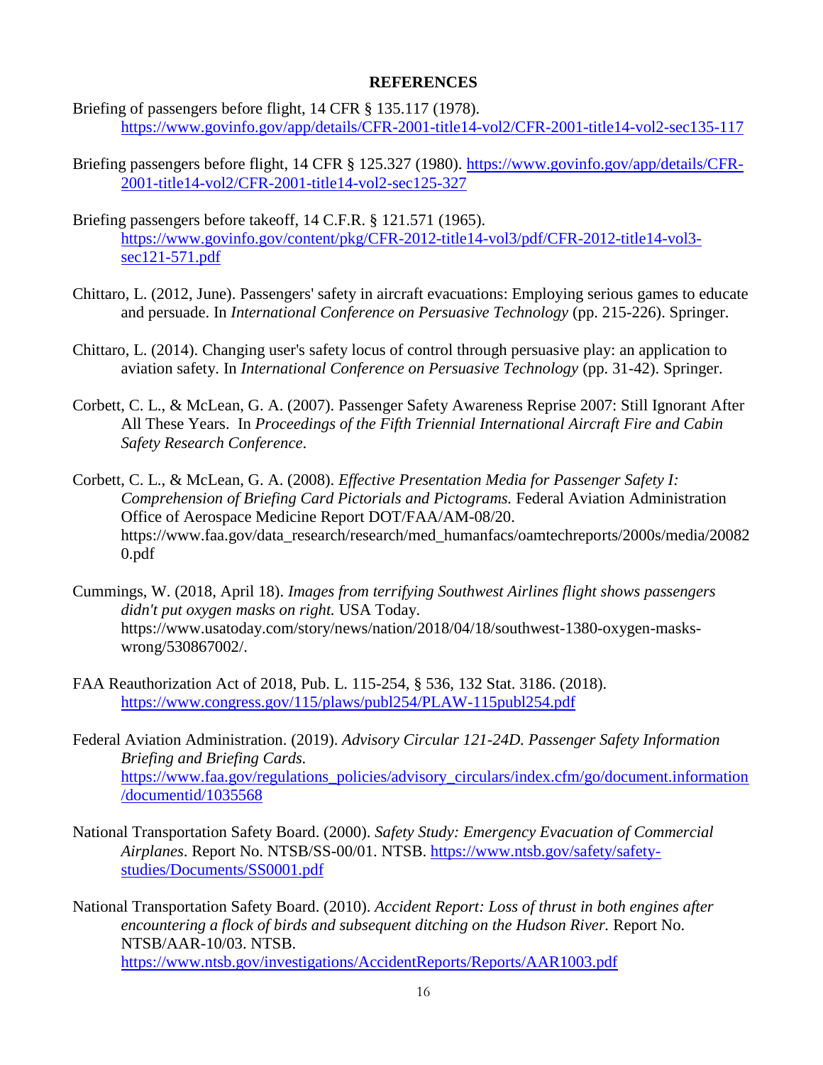## REFERENCES

Briefing of passengers before flight, 14 CFR § 135.117 (1978). https://www.govinfo.gov/app/details/CFR-2001-title14-vol2/CFR-2001-title14-vol2-sec135-117

Briefing passengers before flight, 14 CFR § 125.327 (1980). https://www.govinfo.gov/app/details/CFR-2001-title14-vol2/CFR-2001-title14-vol2-sec125-327

Briefing passengers before takeoff, 14 C.F.R. § 121.571 (1965). https://www.govinfo.gov/content/pkg/CFR-2012-title14-vol3/pdf/CFR-2012-title14-vol3-sec121-571.pdf

Chittaro, L. (2012, June). Passengers' safety in aircraft evacuations: Employing serious games to educate and persuade. In *International Conference on Persuasive Technology* (pp. 215-226). Springer.

Chittaro, L. (2014). Changing user's safety locus of control through persuasive play: an application to aviation safety. In *International Conference on Persuasive Technology* (pp. 31-42). Springer.

Corbett, C. L., & McLean, G. A. (2007). Passenger Safety Awareness Reprise 2007: Still Ignorant After All These Years. In *Proceedings of the Fifth Triennial International Aircraft Fire and Cabin Safety Research Conference*.

Corbett, C. L., & McLean, G. A. (2008). *Effective Presentation Media for Passenger Safety I: Comprehension of Briefing Card Pictorials and Pictograms.* Federal Aviation Administration Office of Aerospace Medicine Report DOT/FAA/AM-08/20. https://www.faa.gov/data_research/research/med_humanfacs/oamtechreports/2000s/media/200820.pdf

Cummings, W. (2018, April 18). *Images from terrifying Southwest Airlines flight shows passengers didn't put oxygen masks on right.* USA Today. https://www.usatoday.com/story/news/nation/2018/04/18/southwest-1380-oxygen-masks-wrong/530867002/.

FAA Reauthorization Act of 2018, Pub. L. 115-254, § 536, 132 Stat. 3186. (2018). https://www.congress.gov/115/plaws/publ254/PLAW-115publ254.pdf

Federal Aviation Administration. (2019). *Advisory Circular 121-24D. Passenger Safety Information Briefing and Briefing Cards.* https://www.faa.gov/regulations_policies/advisory_circulars/index.cfm/go/document.information/documentid/1035568

National Transportation Safety Board. (2000). *Safety Study: Emergency Evacuation of Commercial Airplanes*. Report No. NTSB/SS-00/01. NTSB. https://www.ntsb.gov/safety/safety-studies/Documents/SS0001.pdf

National Transportation Safety Board. (2010). *Accident Report: Loss of thrust in both engines after encountering a flock of birds and subsequent ditching on the Hudson River.* Report No. NTSB/AAR-10/03. NTSB. https://www.ntsb.gov/investigations/AccidentReports/Reports/AAR1003.pdf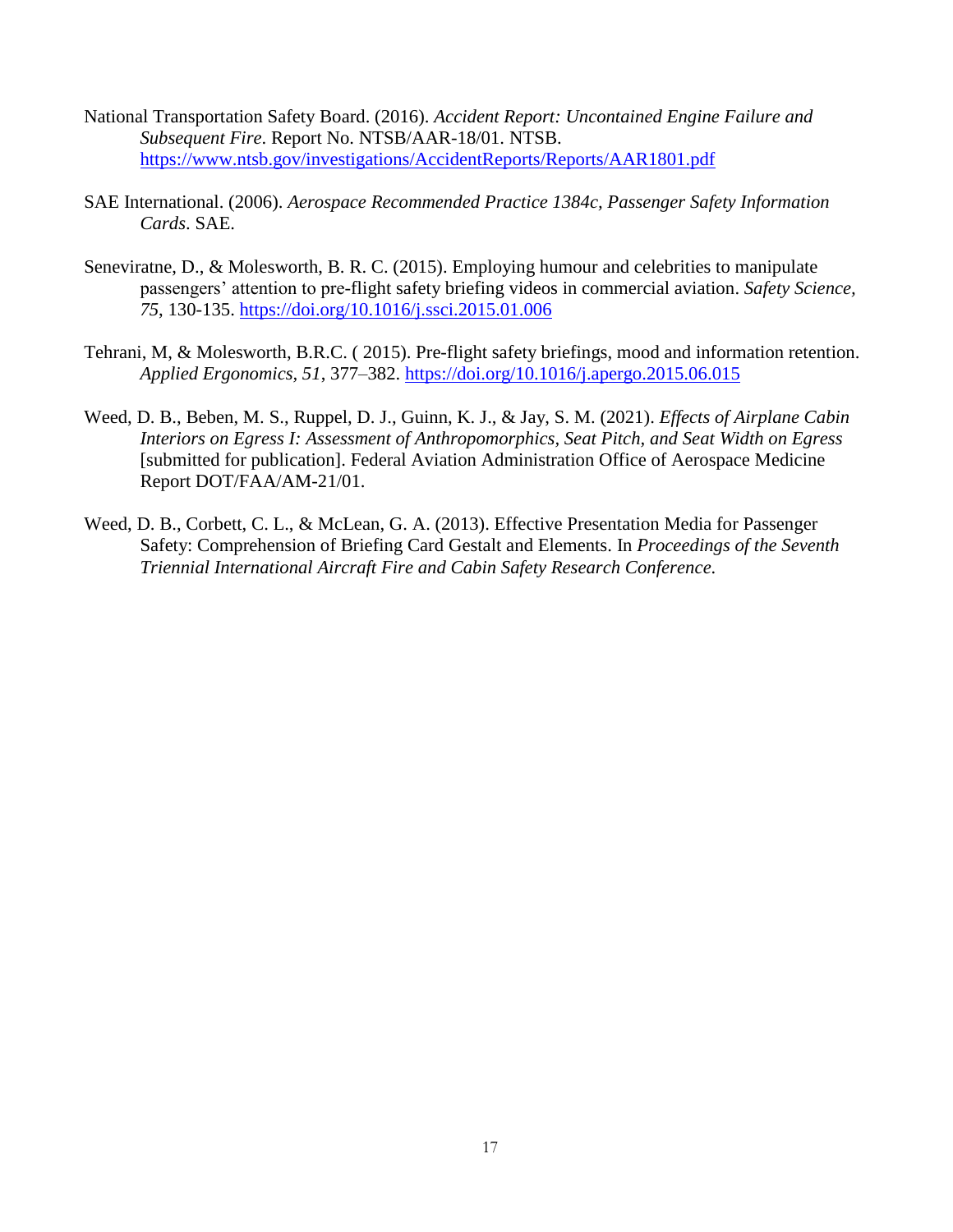National Transportation Safety Board. (2016). *Accident Report: Uncontained Engine Failure and Subsequent Fire*. Report No. NTSB/AAR-18/01. NTSB. https://www.ntsb.gov/investigations/AccidentReports/Reports/AAR1801.pdf

SAE International. (2006). *Aerospace Recommended Practice 1384c, Passenger Safety Information Cards*. SAE.

Seneviratne, D., & Molesworth, B. R. C. (2015). Employing humour and celebrities to manipulate passengers' attention to pre-flight safety briefing videos in commercial aviation. *Safety Science, 75*, 130-135. https://doi.org/10.1016/j.ssci.2015.01.006

Tehrani, M, & Molesworth, B.R.C. ( 2015). Pre-flight safety briefings, mood and information retention. *Applied Ergonomics, 51*, 377–382. https://doi.org/10.1016/j.apergo.2015.06.015

Weed, D. B., Beben, M. S., Ruppel, D. J., Guinn, K. J., & Jay, S. M. (2021). *Effects of Airplane Cabin Interiors on Egress I: Assessment of Anthropomorphics, Seat Pitch, and Seat Width on Egress* [submitted for publication]. Federal Aviation Administration Office of Aerospace Medicine Report DOT/FAA/AM-21/01.

Weed, D. B., Corbett, C. L., & McLean, G. A. (2013). Effective Presentation Media for Passenger Safety: Comprehension of Briefing Card Gestalt and Elements. In *Proceedings of the Seventh Triennial International Aircraft Fire and Cabin Safety Research Conference.*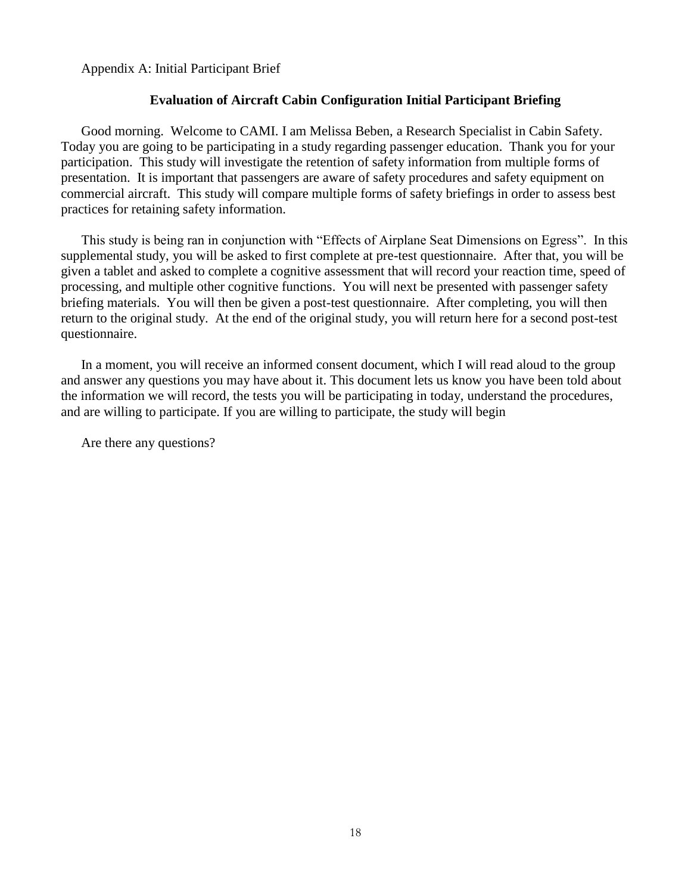Appendix A: Initial Participant Brief

## Evaluation of Aircraft Cabin Configuration Initial Participant Briefing

Good morning. Welcome to CAMI. I am Melissa Beben, a Research Specialist in Cabin Safety. Today you are going to be participating in a study regarding passenger education. Thank you for your participation. This study will investigate the retention of safety information from multiple forms of presentation. It is important that passengers are aware of safety procedures and safety equipment on commercial aircraft. This study will compare multiple forms of safety briefings in order to assess best practices for retaining safety information.

This study is being ran in conjunction with "Effects of Airplane Seat Dimensions on Egress". In this supplemental study, you will be asked to first complete at pre-test questionnaire. After that, you will be given a tablet and asked to complete a cognitive assessment that will record your reaction time, speed of processing, and multiple other cognitive functions. You will next be presented with passenger safety briefing materials. You will then be given a post-test questionnaire. After completing, you will then return to the original study. At the end of the original study, you will return here for a second post-test questionnaire.

In a moment, you will receive an informed consent document, which I will read aloud to the group and answer any questions you may have about it. This document lets us know you have been told about the information we will record, the tests you will be participating in today, understand the procedures, and are willing to participate. If you are willing to participate, the study will begin

Are there any questions?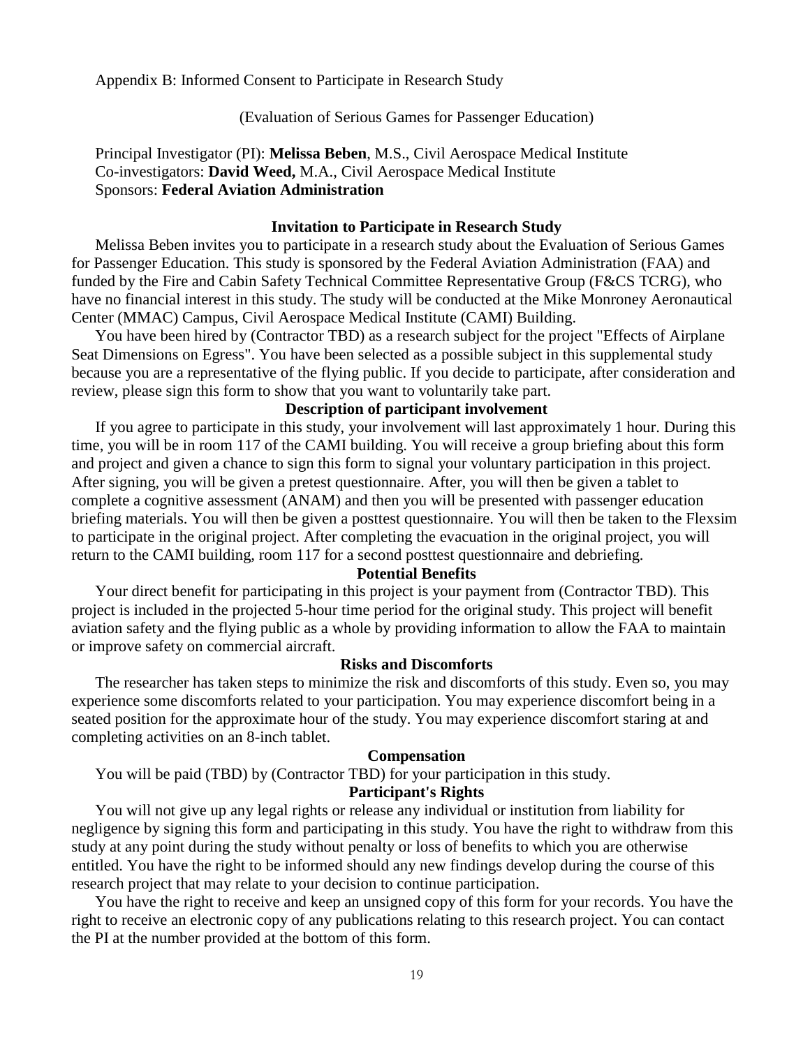Appendix B: Informed Consent to Participate in Research Study

(Evaluation of Serious Games for Passenger Education)

Principal Investigator (PI): **Melissa Beben**, M.S., Civil Aerospace Medical Institute
Co-investigators: **David Weed,** M.A., Civil Aerospace Medical Institute
Sponsors: **Federal Aviation Administration**

**Invitation to Participate in Research Study**

Melissa Beben invites you to participate in a research study about the Evaluation of Serious Games for Passenger Education. This study is sponsored by the Federal Aviation Administration (FAA) and funded by the Fire and Cabin Safety Technical Committee Representative Group (F&CS TCRG), who have no financial interest in this study. The study will be conducted at the Mike Monroney Aeronautical Center (MMAC) Campus, Civil Aerospace Medical Institute (CAMI) Building.

You have been hired by (Contractor TBD) as a research subject for the project "Effects of Airplane Seat Dimensions on Egress". You have been selected as a possible subject in this supplemental study because you are a representative of the flying public. If you decide to participate, after consideration and review, please sign this form to show that you want to voluntarily take part.

**Description of participant involvement**

If you agree to participate in this study, your involvement will last approximately 1 hour. During this time, you will be in room 117 of the CAMI building. You will receive a group briefing about this form and project and given a chance to sign this form to signal your voluntary participation in this project. After signing, you will be given a pretest questionnaire. After, you will then be given a tablet to complete a cognitive assessment (ANAM) and then you will be presented with passenger education briefing materials. You will then be given a posttest questionnaire. You will then be taken to the Flexsim to participate in the original project. After completing the evacuation in the original project, you will return to the CAMI building, room 117 for a second posttest questionnaire and debriefing.

**Potential Benefits**

Your direct benefit for participating in this project is your payment from (Contractor TBD). This project is included in the projected 5-hour time period for the original study. This project will benefit aviation safety and the flying public as a whole by providing information to allow the FAA to maintain or improve safety on commercial aircraft.

**Risks and Discomforts**

The researcher has taken steps to minimize the risk and discomforts of this study. Even so, you may experience some discomforts related to your participation. You may experience discomfort being in a seated position for the approximate hour of the study. You may experience discomfort staring at and completing activities on an 8-inch tablet.

**Compensation**

You will be paid (TBD) by (Contractor TBD) for your participation in this study.

**Participant's Rights**

You will not give up any legal rights or release any individual or institution from liability for negligence by signing this form and participating in this study. You have the right to withdraw from this study at any point during the study without penalty or loss of benefits to which you are otherwise entitled. You have the right to be informed should any new findings develop during the course of this research project that may relate to your decision to continue participation.

You have the right to receive and keep an unsigned copy of this form for your records. You have the right to receive an electronic copy of any publications relating to this research project. You can contact the PI at the number provided at the bottom of this form.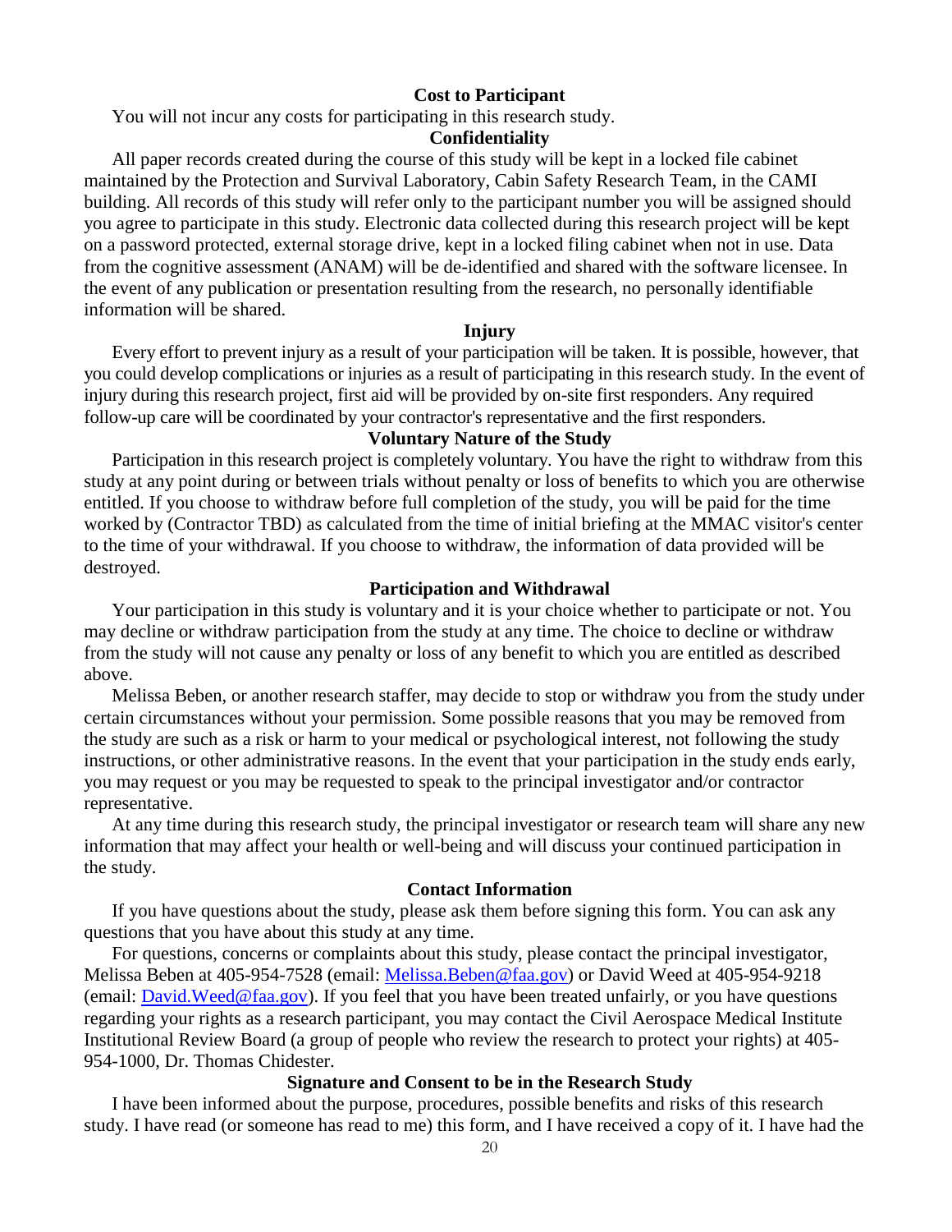### Cost to Participant

You will not incur any costs for participating in this research study.

### Confidentiality

All paper records created during the course of this study will be kept in a locked file cabinet maintained by the Protection and Survival Laboratory, Cabin Safety Research Team, in the CAMI building. All records of this study will refer only to the participant number you will be assigned should you agree to participate in this study. Electronic data collected during this research project will be kept on a password protected, external storage drive, kept in a locked filing cabinet when not in use. Data from the cognitive assessment (ANAM) will be de-identified and shared with the software licensee. In the event of any publication or presentation resulting from the research, no personally identifiable information will be shared.

### Injury

Every effort to prevent injury as a result of your participation will be taken. It is possible, however, that you could develop complications or injuries as a result of participating in this research study. In the event of injury during this research project, first aid will be provided by on-site first responders. Any required follow-up care will be coordinated by your contractor's representative and the first responders.

### Voluntary Nature of the Study

Participation in this research project is completely voluntary. You have the right to withdraw from this study at any point during or between trials without penalty or loss of benefits to which you are otherwise entitled. If you choose to withdraw before full completion of the study, you will be paid for the time worked by (Contractor TBD) as calculated from the time of initial briefing at the MMAC visitor's center to the time of your withdrawal. If you choose to withdraw, the information of data provided will be destroyed.

### Participation and Withdrawal

Your participation in this study is voluntary and it is your choice whether to participate or not. You may decline or withdraw participation from the study at any time. The choice to decline or withdraw from the study will not cause any penalty or loss of any benefit to which you are entitled as described above.

Melissa Beben, or another research staffer, may decide to stop or withdraw you from the study under certain circumstances without your permission. Some possible reasons that you may be removed from the study are such as a risk or harm to your medical or psychological interest, not following the study instructions, or other administrative reasons. In the event that your participation in the study ends early, you may request or you may be requested to speak to the principal investigator and/or contractor representative.

At any time during this research study, the principal investigator or research team will share any new information that may affect your health or well-being and will discuss your continued participation in the study.

### Contact Information

If you have questions about the study, please ask them before signing this form. You can ask any questions that you have about this study at any time.

For questions, concerns or complaints about this study, please contact the principal investigator, Melissa Beben at 405-954-7528 (email: Melissa.Beben@faa.gov) or David Weed at 405-954-9218 (email: David.Weed@faa.gov). If you feel that you have been treated unfairly, or you have questions regarding your rights as a research participant, you may contact the Civil Aerospace Medical Institute Institutional Review Board (a group of people who review the research to protect your rights) at 405-954-1000, Dr. Thomas Chidester.

### Signature and Consent to be in the Research Study

I have been informed about the purpose, procedures, possible benefits and risks of this research study. I have read (or someone has read to me) this form, and I have received a copy of it. I have had the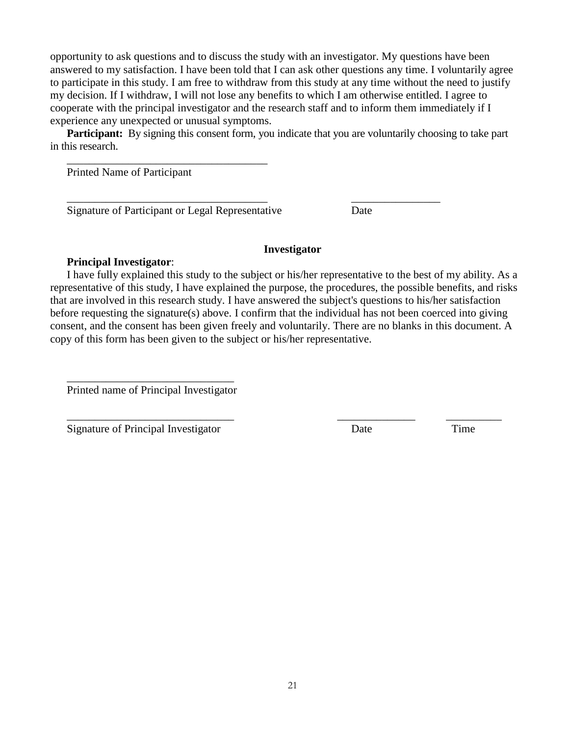opportunity to ask questions and to discuss the study with an investigator. My questions have been answered to my satisfaction. I have been told that I can ask other questions any time. I voluntarily agree to participate in this study. I am free to withdraw from this study at any time without the need to justify my decision. If I withdraw, I will not lose any benefits to which I am otherwise entitled. I agree to cooperate with the principal investigator and the research staff and to inform them immediately if I experience any unexpected or unusual symptoms.

**Participant:** By signing this consent form, you indicate that you are voluntarily choosing to take part in this research.

_____________________________________
Printed Name of Participant

_____________________________________ ________________
Signature of Participant or Legal Representative Date

**Investigator**

**Principal Investigator**:

I have fully explained this study to the subject or his/her representative to the best of my ability. As a representative of this study, I have explained the purpose, the procedures, the possible benefits, and risks that are involved in this research study. I have answered the subject's questions to his/her satisfaction before requesting the signature(s) above. I confirm that the individual has not been coerced into giving consent, and the consent has been given freely and voluntarily. There are no blanks in this document. A copy of this form has been given to the subject or his/her representative.

______________________________
Printed name of Principal Investigator

______________________________ ______________ __________
Signature of Principal Investigator Date Time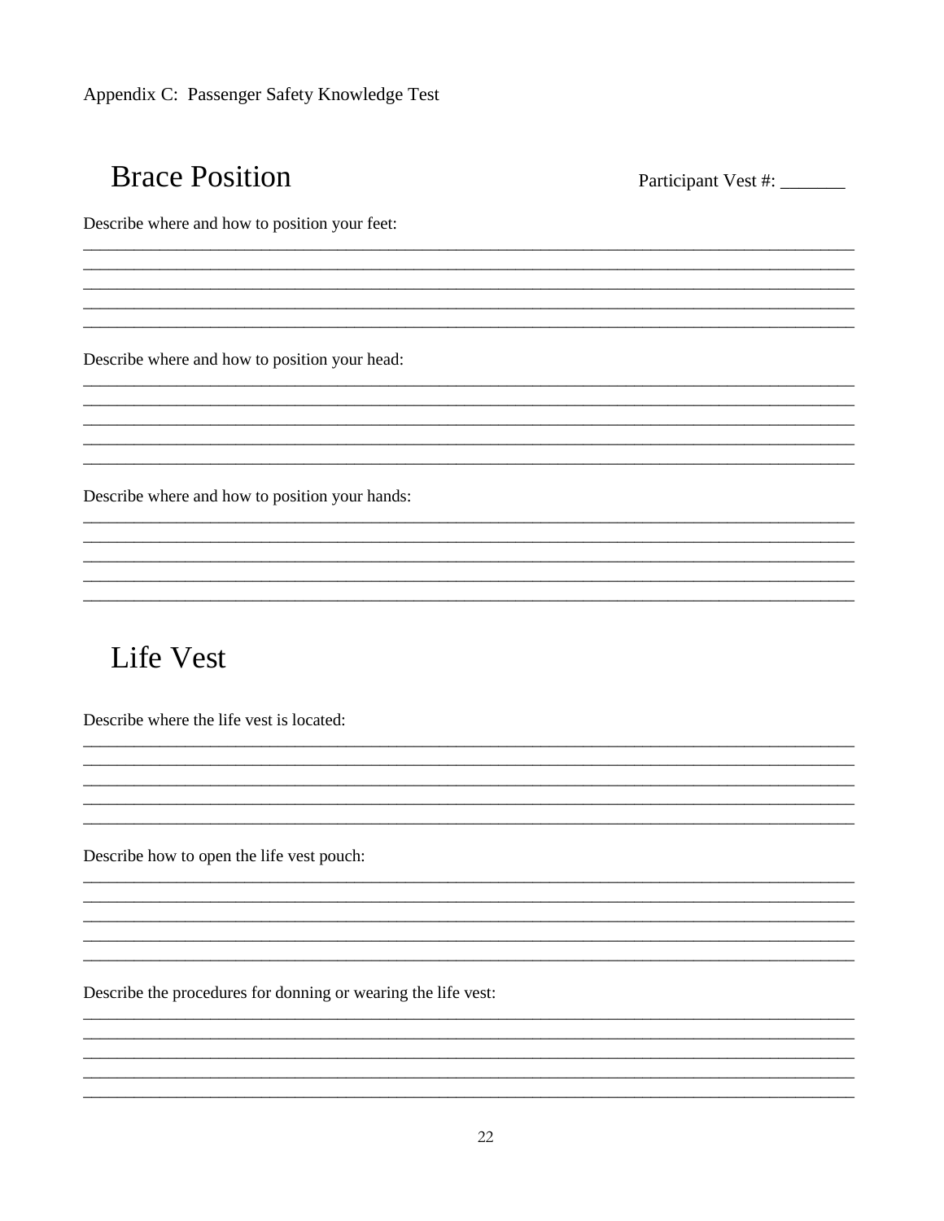Appendix C: Passenger Safety Knowledge Test

## Brace Position

Participant Vest #: _______

Describe where and how to position your feet:

_______________________________________________________________________________________
_______________________________________________________________________________________
_______________________________________________________________________________________
_______________________________________________________________________________________
_______________________________________________________________________________________

Describe where and how to position your head:

_______________________________________________________________________________________
_______________________________________________________________________________________
_______________________________________________________________________________________
_______________________________________________________________________________________
_______________________________________________________________________________________

Describe where and how to position your hands:

_______________________________________________________________________________________
_______________________________________________________________________________________
_______________________________________________________________________________________
_______________________________________________________________________________________
_______________________________________________________________________________________

## Life Vest

Describe where the life vest is located:

_______________________________________________________________________________________
_______________________________________________________________________________________
_______________________________________________________________________________________
_______________________________________________________________________________________
_______________________________________________________________________________________

Describe how to open the life vest pouch:

_______________________________________________________________________________________
_______________________________________________________________________________________
_______________________________________________________________________________________
_______________________________________________________________________________________
_______________________________________________________________________________________

Describe the procedures for donning or wearing the life vest:

_______________________________________________________________________________________
_______________________________________________________________________________________
_______________________________________________________________________________________
_______________________________________________________________________________________
_______________________________________________________________________________________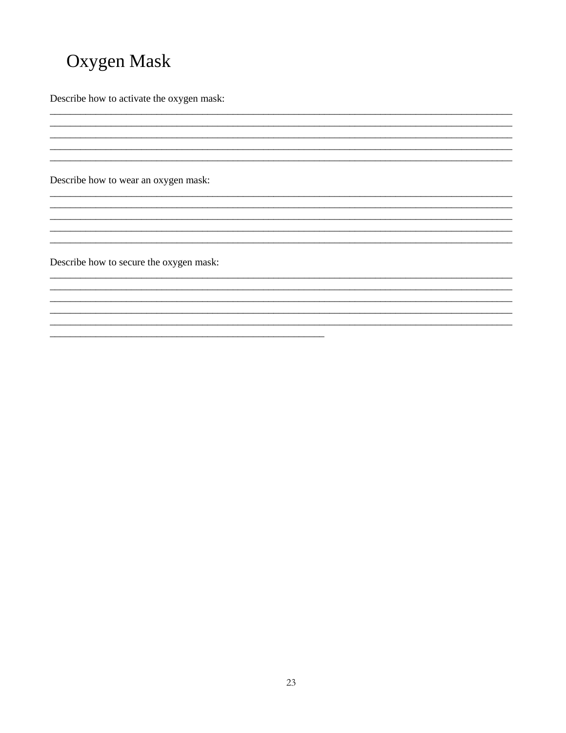# Oxygen Mask

Describe how to activate the oxygen mask:

______________________________________________________________________________
______________________________________________________________________________
______________________________________________________________________________
______________________________________________________________________________
______________________________________________________________________________

Describe how to wear an oxygen mask:

______________________________________________________________________________
______________________________________________________________________________
______________________________________________________________________________
______________________________________________________________________________
______________________________________________________________________________

Describe how to secure the oxygen mask:

______________________________________________________________________________
______________________________________________________________________________
______________________________________________________________________________
______________________________________________________________________________
______________________________________________________________________________
______________________________________________